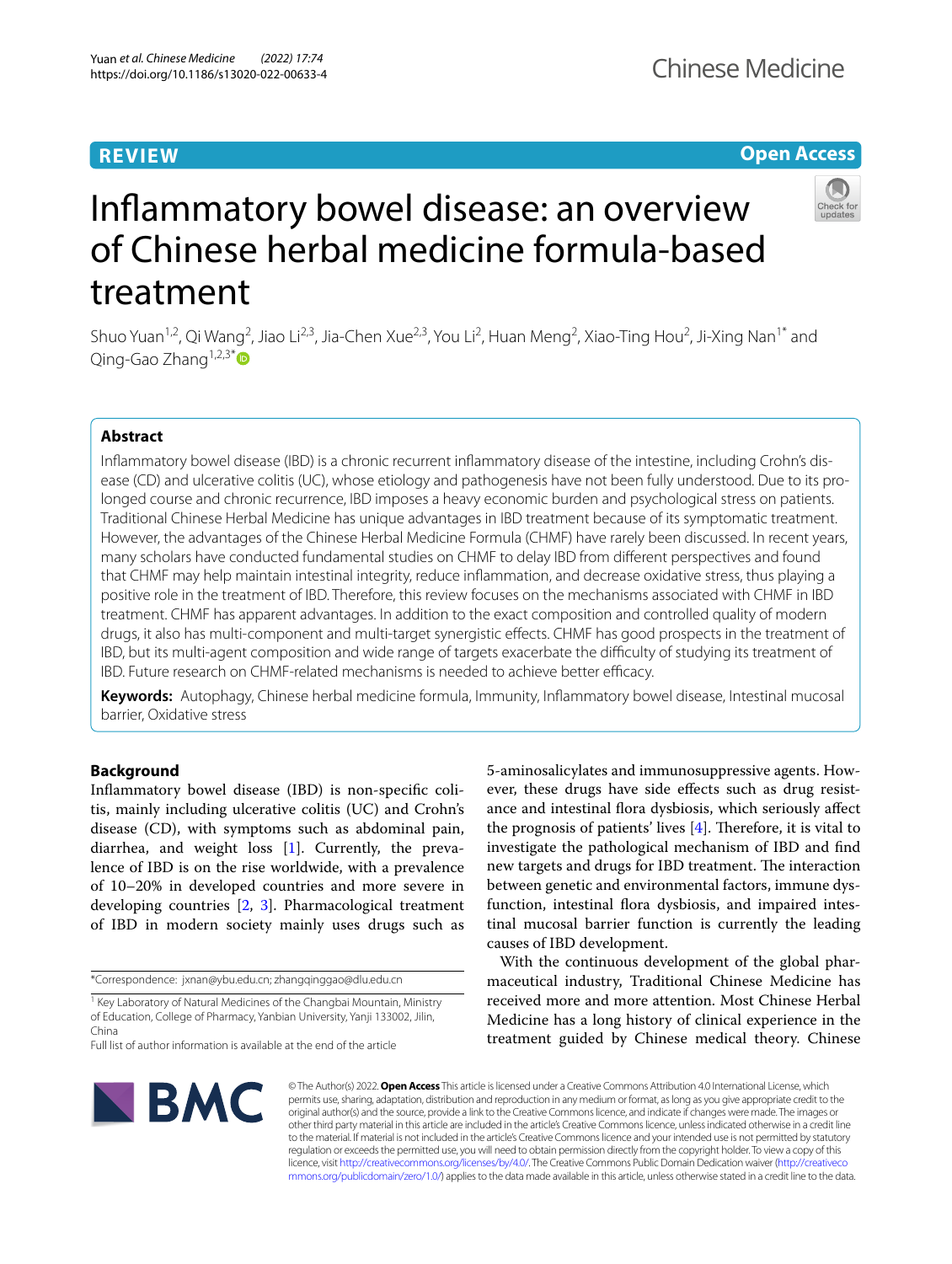**REVIEW**

**Open Access**

# Inflammatory bowel disease: an overview of Chinese herbal medicine formula-based treatment

Shuo Yuan[1,2], Qi Wang[2], Jiao Li[2,3], Jia-Chen Xue[2,3], You Li[2], Huan Meng[2], Xiao-Ting Hou[2], Ji-Xing Nan[1*] and Qing-Gao Zhang[1,2,3*]

## Abstract

Inflammatory bowel disease (IBD) is a chronic recurrent inflammatory disease of the intestine, including Crohn's disease (CD) and ulcerative colitis (UC), whose etiology and pathogenesis have not been fully understood. Due to its prolonged course and chronic recurrence, IBD imposes a heavy economic burden and psychological stress on patients. Traditional Chinese Herbal Medicine has unique advantages in IBD treatment because of its symptomatic treatment. However, the advantages of the Chinese Herbal Medicine Formula (CHMF) have rarely been discussed. In recent years, many scholars have conducted fundamental studies on CHMF to delay IBD from different perspectives and found that CHMF may help maintain intestinal integrity, reduce inflammation, and decrease oxidative stress, thus playing a positive role in the treatment of IBD. Therefore, this review focuses on the mechanisms associated with CHMF in IBD treatment. CHMF has apparent advantages. In addition to the exact composition and controlled quality of modern drugs, it also has multi-component and multi-target synergistic effects. CHMF has good prospects in the treatment of IBD, but its multi-agent composition and wide range of targets exacerbate the difficulty of studying its treatment of IBD. Future research on CHMF-related mechanisms is needed to achieve better efficacy.

**Keywords:** Autophagy, Chinese herbal medicine formula, Immunity, Inflammatory bowel disease, Intestinal mucosal barrier, Oxidative stress

## Background

Inflammatory bowel disease (IBD) is non-specific colitis, mainly including ulcerative colitis (UC) and Crohn's disease (CD), with symptoms such as abdominal pain, diarrhea, and weight loss [1]. Currently, the prevalence of IBD is on the rise worldwide, with a prevalence of 10–20% in developed countries and more severe in developing countries [2, 3]. Pharmacological treatment of IBD in modern society mainly uses drugs such as 5-aminosalicylates and immunosuppressive agents. However, these drugs have side effects such as drug resistance and intestinal flora dysbiosis, which seriously affect the prognosis of patients' lives [4]. Therefore, it is vital to investigate the pathological mechanism of IBD and find new targets and drugs for IBD treatment. The interaction between genetic and environmental factors, immune dysfunction, intestinal flora dysbiosis, and impaired intestinal mucosal barrier function is currently the leading causes of IBD development.

With the continuous development of the global pharmaceutical industry, Traditional Chinese Medicine has received more and more attention. Most Chinese Herbal Medicine has a long history of clinical experience in the treatment guided by Chinese medical theory. Chinese

*Correspondence: jxnan@ybu.edu.cn; zhangqinggao@dlu.edu.cn

[1] Key Laboratory of Natural Medicines of the Changbai Mountain, Ministry of Education, College of Pharmacy, Yanbian University, Yanji 133002, Jilin, China

Full list of author information is available at the end of the article

© The Author(s) 2022. **Open Access** This article is licensed under a Creative Commons Attribution 4.0 International License, which permits use, sharing, adaptation, distribution and reproduction in any medium or format, as long as you give appropriate credit to the original author(s) and the source, provide a link to the Creative Commons licence, and indicate if changes were made. The images or other third party material in this article are included in the article's Creative Commons licence, unless indicated otherwise in a credit line to the material. If material is not included in the article's Creative Commons licence and your intended use is not permitted by statutory regulation or exceeds the permitted use, you will need to obtain permission directly from the copyright holder. To view a copy of this licence, visit http://creativecommons.org/licenses/by/4.0/. The Creative Commons Public Domain Dedication waiver (http://creativecommons.org/publicdomain/zero/1.0/) applies to the data made available in this article, unless otherwise stated in a credit line to the data.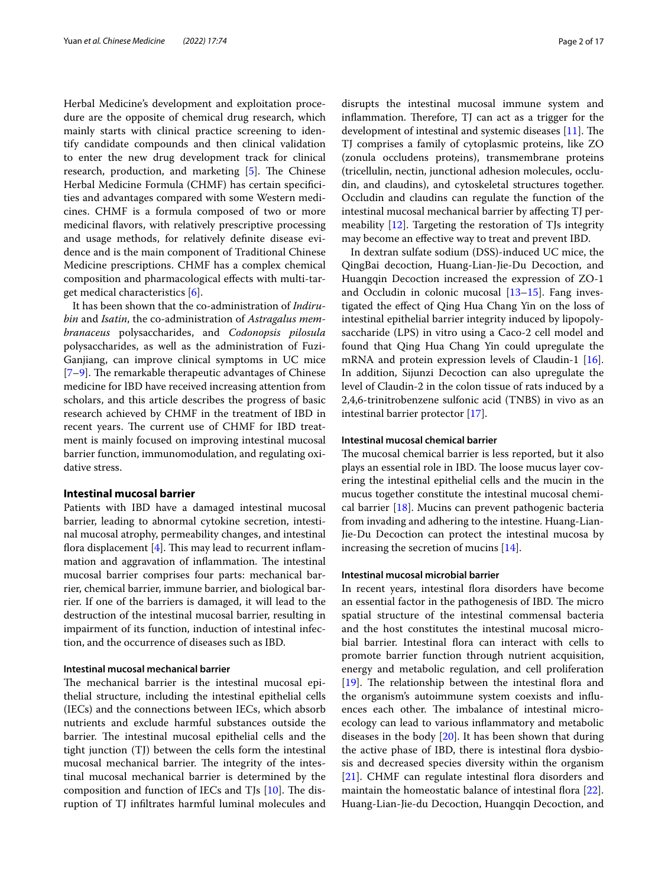Herbal Medicine's development and exploitation procedure are the opposite of chemical drug research, which mainly starts with clinical practice screening to identify candidate compounds and then clinical validation to enter the new drug development track for clinical research, production, and marketing [5]. The Chinese Herbal Medicine Formula (CHMF) has certain specificities and advantages compared with some Western medicines. CHMF is a formula composed of two or more medicinal flavors, with relatively prescriptive processing and usage methods, for relatively definite disease evidence and is the main component of Traditional Chinese Medicine prescriptions. CHMF has a complex chemical composition and pharmacological effects with multi-target medical characteristics [6].

It has been shown that the co-administration of *Indirubin* and *Isatin*, the co-administration of *Astragalus membranaceus* polysaccharides, and *Codonopsis pilosula* polysaccharides, as well as the administration of Fuzi-Ganjiang, can improve clinical symptoms in UC mice [7–9]. The remarkable therapeutic advantages of Chinese medicine for IBD have received increasing attention from scholars, and this article describes the progress of basic research achieved by CHMF in the treatment of IBD in recent years. The current use of CHMF for IBD treatment is mainly focused on improving intestinal mucosal barrier function, immunomodulation, and regulating oxidative stress.

## Intestinal mucosal barrier

Patients with IBD have a damaged intestinal mucosal barrier, leading to abnormal cytokine secretion, intestinal mucosal atrophy, permeability changes, and intestinal flora displacement [4]. This may lead to recurrent inflammation and aggravation of inflammation. The intestinal mucosal barrier comprises four parts: mechanical barrier, chemical barrier, immune barrier, and biological barrier. If one of the barriers is damaged, it will lead to the destruction of the intestinal mucosal barrier, resulting in impairment of its function, induction of intestinal infection, and the occurrence of diseases such as IBD.

### Intestinal mucosal mechanical barrier

The mechanical barrier is the intestinal mucosal epithelial structure, including the intestinal epithelial cells (IECs) and the connections between IECs, which absorb nutrients and exclude harmful substances outside the barrier. The intestinal mucosal epithelial cells and the tight junction (TJ) between the cells form the intestinal mucosal mechanical barrier. The integrity of the intestinal mucosal mechanical barrier is determined by the composition and function of IECs and TJs [10]. The disruption of TJ infiltrates harmful luminal molecules and disrupts the intestinal mucosal immune system and inflammation. Therefore, TJ can act as a trigger for the development of intestinal and systemic diseases [11]. The TJ comprises a family of cytoplasmic proteins, like ZO (zonula occludens proteins), transmembrane proteins (tricellulin, nectin, junctional adhesion molecules, occludin, and claudins), and cytoskeletal structures together. Occludin and claudins can regulate the function of the intestinal mucosal mechanical barrier by affecting TJ permeability [12]. Targeting the restoration of TJs integrity may become an effective way to treat and prevent IBD.

In dextran sulfate sodium (DSS)-induced UC mice, the QingBai decoction, Huang-Lian-Jie-Du Decoction, and Huangqin Decoction increased the expression of ZO-1 and Occludin in colonic mucosal [13–15]. Fang investigated the effect of Qing Hua Chang Yin on the loss of intestinal epithelial barrier integrity induced by lipopolysaccharide (LPS) in vitro using a Caco-2 cell model and found that Qing Hua Chang Yin could upregulate the mRNA and protein expression levels of Claudin-1 [16]. In addition, Sijunzi Decoction can also upregulate the level of Claudin-2 in the colon tissue of rats induced by a 2,4,6-trinitrobenzene sulfonic acid (TNBS) in vivo as an intestinal barrier protector [17].

### Intestinal mucosal chemical barrier

The mucosal chemical barrier is less reported, but it also plays an essential role in IBD. The loose mucus layer covering the intestinal epithelial cells and the mucin in the mucus together constitute the intestinal mucosal chemical barrier [18]. Mucins can prevent pathogenic bacteria from invading and adhering to the intestine. Huang-Lian-Jie-Du Decoction can protect the intestinal mucosa by increasing the secretion of mucins [14].

### Intestinal mucosal microbial barrier

In recent years, intestinal flora disorders have become an essential factor in the pathogenesis of IBD. The micro spatial structure of the intestinal commensal bacteria and the host constitutes the intestinal mucosal microbial barrier. Intestinal flora can interact with cells to promote barrier function through nutrient acquisition, energy and metabolic regulation, and cell proliferation [19]. The relationship between the intestinal flora and the organism's autoimmune system coexists and influences each other. The imbalance of intestinal microecology can lead to various inflammatory and metabolic diseases in the body [20]. It has been shown that during the active phase of IBD, there is intestinal flora dysbiosis and decreased species diversity within the organism [21]. CHMF can regulate intestinal flora disorders and maintain the homeostatic balance of intestinal flora [22]. Huang-Lian-Jie-du Decoction, Huangqin Decoction, and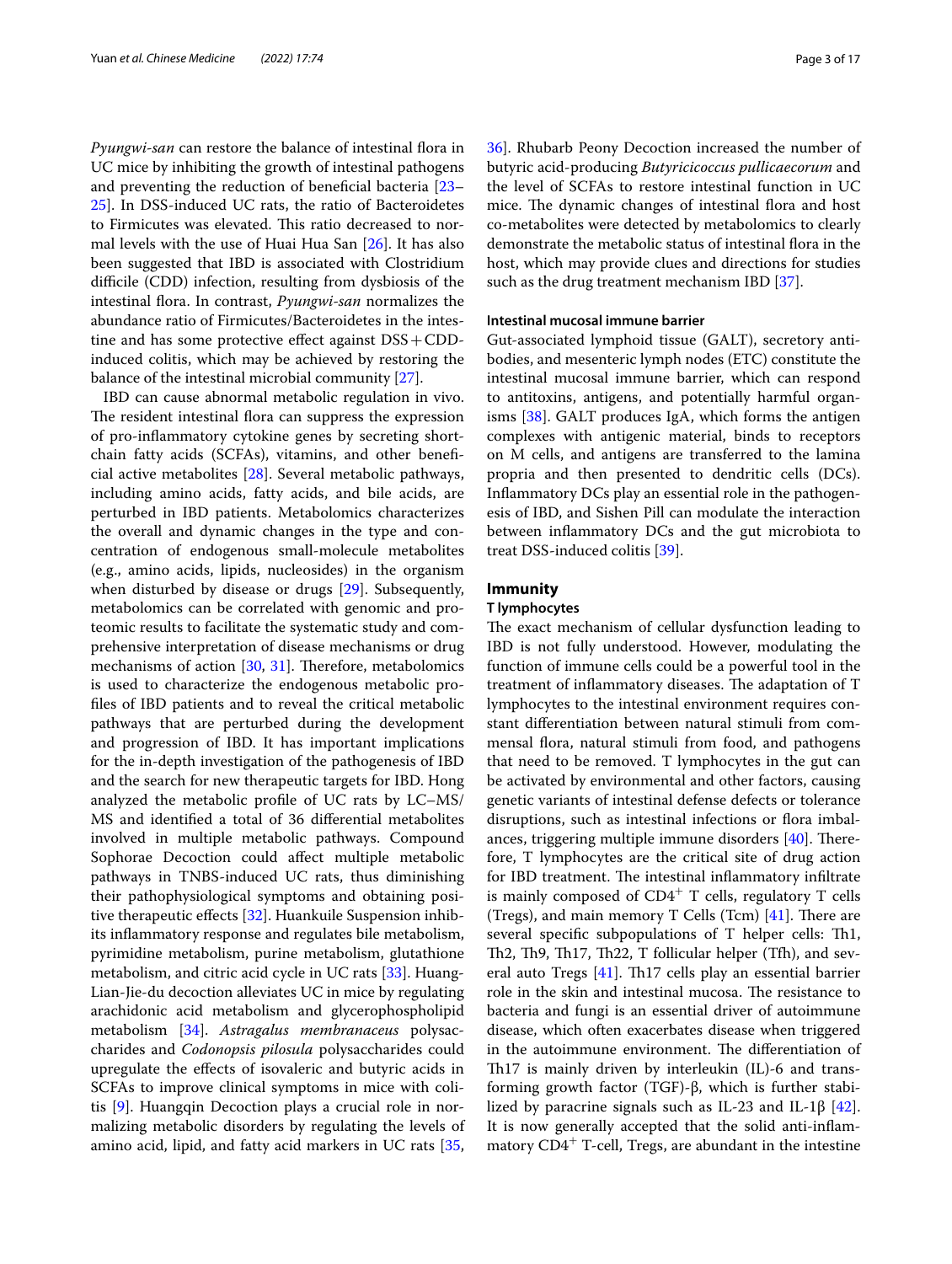*Pyungwi-san* can restore the balance of intestinal flora in UC mice by inhibiting the growth of intestinal pathogens and preventing the reduction of beneficial bacteria [23–25]. In DSS-induced UC rats, the ratio of Bacteroidetes to Firmicutes was elevated. This ratio decreased to normal levels with the use of Huai Hua San [26]. It has also been suggested that IBD is associated with Clostridium difficile (CDD) infection, resulting from dysbiosis of the intestinal flora. In contrast, *Pyungwi-san* normalizes the abundance ratio of Firmicutes/Bacteroidetes in the intestine and has some protective effect against DSS + CDD-induced colitis, which may be achieved by restoring the balance of the intestinal microbial community [27].

IBD can cause abnormal metabolic regulation in vivo. The resident intestinal flora can suppress the expression of pro-inflammatory cytokine genes by secreting short-chain fatty acids (SCFAs), vitamins, and other beneficial active metabolites [28]. Several metabolic pathways, including amino acids, fatty acids, and bile acids, are perturbed in IBD patients. Metabolomics characterizes the overall and dynamic changes in the type and concentration of endogenous small-molecule metabolites (e.g., amino acids, lipids, nucleosides) in the organism when disturbed by disease or drugs [29]. Subsequently, metabolomics can be correlated with genomic and proteomic results to facilitate the systematic study and comprehensive interpretation of disease mechanisms or drug mechanisms of action [30, 31]. Therefore, metabolomics is used to characterize the endogenous metabolic profiles of IBD patients and to reveal the critical metabolic pathways that are perturbed during the development and progression of IBD. It has important implications for the in-depth investigation of the pathogenesis of IBD and the search for new therapeutic targets for IBD. Hong analyzed the metabolic profile of UC rats by LC–MS/MS and identified a total of 36 differential metabolites involved in multiple metabolic pathways. Compound Sophorae Decoction could affect multiple metabolic pathways in TNBS-induced UC rats, thus diminishing their pathophysiological symptoms and obtaining positive therapeutic effects [32]. Huankuile Suspension inhibits inflammatory response and regulates bile metabolism, pyrimidine metabolism, purine metabolism, glutathione metabolism, and citric acid cycle in UC rats [33]. Huang-Lian-Jie-du decoction alleviates UC in mice by regulating arachidonic acid metabolism and glycerophospholipid metabolism [34]. *Astragalus membranaceus* polysaccharides and *Codonopsis pilosula* polysaccharides could upregulate the effects of isovaleric and butyric acids in SCFAs to improve clinical symptoms in mice with colitis [9]. Huangqin Decoction plays a crucial role in normalizing metabolic disorders by regulating the levels of amino acid, lipid, and fatty acid markers in UC rats [35, 36]. Rhubarb Peony Decoction increased the number of butyric acid-producing *Butyricicoccus pullicaecorum* and the level of SCFAs to restore intestinal function in UC mice. The dynamic changes of intestinal flora and host co-metabolites were detected by metabolomics to clearly demonstrate the metabolic status of intestinal flora in the host, which may provide clues and directions for studies such as the drug treatment mechanism IBD [37].

#### Intestinal mucosal immune barrier

Gut-associated lymphoid tissue (GALT), secretory antibodies, and mesenteric lymph nodes (ETC) constitute the intestinal mucosal immune barrier, which can respond to antitoxins, antigens, and potentially harmful organisms [38]. GALT produces IgA, which forms the antigen complexes with antigenic material, binds to receptors on M cells, and antigens are transferred to the lamina propria and then presented to dendritic cells (DCs). Inflammatory DCs play an essential role in the pathogenesis of IBD, and Sishen Pill can modulate the interaction between inflammatory DCs and the gut microbiota to treat DSS-induced colitis [39].

### Immunity

#### T lymphocytes

The exact mechanism of cellular dysfunction leading to IBD is not fully understood. However, modulating the function of immune cells could be a powerful tool in the treatment of inflammatory diseases. The adaptation of T lymphocytes to the intestinal environment requires constant differentiation between natural stimuli from commensal flora, natural stimuli from food, and pathogens that need to be removed. T lymphocytes in the gut can be activated by environmental and other factors, causing genetic variants of intestinal defense defects or tolerance disruptions, such as intestinal infections or flora imbalances, triggering multiple immune disorders [40]. Therefore, T lymphocytes are the critical site of drug action for IBD treatment. The intestinal inflammatory infiltrate is mainly composed of $CD4^+$ T cells, regulatory T cells (Tregs), and main memory T Cells (Tcm) [41]. There are several specific subpopulations of T helper cells: Th1, Th2, Th9, Th17, Th22, T follicular helper (Tfh), and several auto Tregs [41]. Th17 cells play an essential barrier role in the skin and intestinal mucosa. The resistance to bacteria and fungi is an essential driver of autoimmune disease, which often exacerbates disease when triggered in the autoimmune environment. The differentiation of Th17 is mainly driven by interleukin (IL)-6 and transforming growth factor (TGF)-β, which is further stabilized by paracrine signals such as IL-23 and IL-1β [42]. It is now generally accepted that the solid anti-inflammatory $CD4^+$ T-cell, Tregs, are abundant in the intestine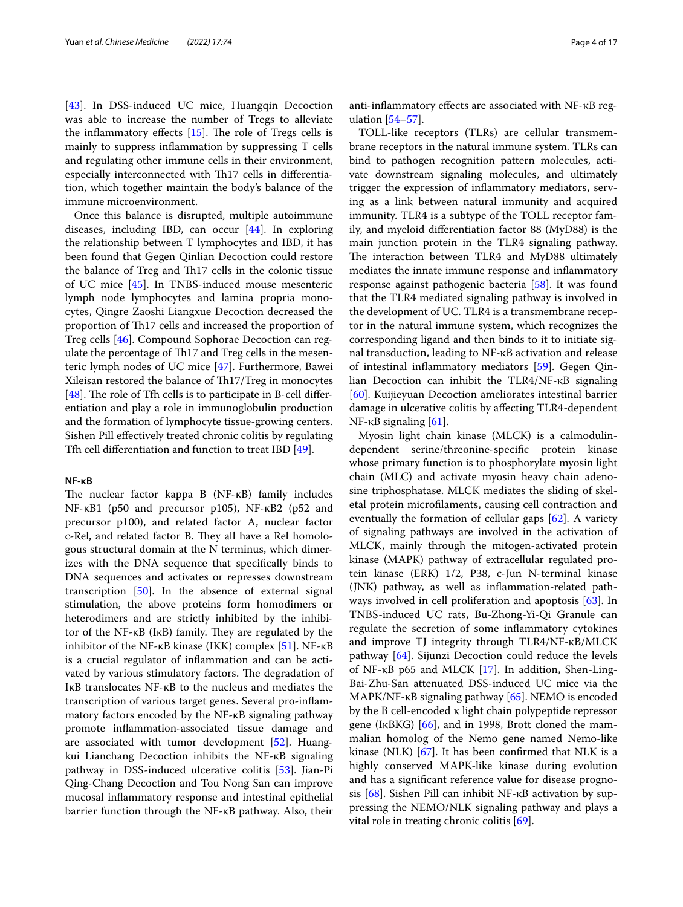[43]. In DSS-induced UC mice, Huangqin Decoction was able to increase the number of Tregs to alleviate the inflammatory effects [15]. The role of Tregs cells is mainly to suppress inflammation by suppressing T cells and regulating other immune cells in their environment, especially interconnected with Th17 cells in differentiation, which together maintain the body's balance of the immune microenvironment.

Once this balance is disrupted, multiple autoimmune diseases, including IBD, can occur [44]. In exploring the relationship between T lymphocytes and IBD, it has been found that Gegen Qinlian Decoction could restore the balance of Treg and Th17 cells in the colonic tissue of UC mice [45]. In TNBS-induced mouse mesenteric lymph node lymphocytes and lamina propria monocytes, Qingre Zaoshi Liangxue Decoction decreased the proportion of Th17 cells and increased the proportion of Treg cells [46]. Compound Sophorae Decoction can regulate the percentage of Th17 and Treg cells in the mesenteric lymph nodes of UC mice [47]. Furthermore, Bawei Xileisan restored the balance of Th17/Treg in monocytes [48]. The role of Tfh cells is to participate in B-cell differentiation and play a role in immunoglobulin production and the formation of lymphocyte tissue-growing centers. Sishen Pill effectively treated chronic colitis by regulating Tfh cell differentiation and function to treat IBD [49].

#### NF-κB

The nuclear factor kappa B (NF-κB) family includes NF-κB1 (p50 and precursor p105), NF-κB2 (p52 and precursor p100), and related factor A, nuclear factor c-Rel, and related factor B. They all have a Rel homologous structural domain at the N terminus, which dimerizes with the DNA sequence that specifically binds to DNA sequences and activates or represses downstream transcription [50]. In the absence of external signal stimulation, the above proteins form homodimers or heterodimers and are strictly inhibited by the inhibitor of the NF-κB (IκB) family. They are regulated by the inhibitor of the NF-κB kinase (IKK) complex [51]. NF-κB is a crucial regulator of inflammation and can be activated by various stimulatory factors. The degradation of IκB translocates NF-κB to the nucleus and mediates the transcription of various target genes. Several pro-inflammatory factors encoded by the NF-κB signaling pathway promote inflammation-associated tissue damage and are associated with tumor development [52]. Huangkui Lianchang Decoction inhibits the NF-κB signaling pathway in DSS-induced ulcerative colitis [53]. Jian-Pi Qing-Chang Decoction and Tou Nong San can improve mucosal inflammatory response and intestinal epithelial barrier function through the NF-κB pathway. Also, their anti-inflammatory effects are associated with NF-κB regulation [54–57].

TOLL-like receptors (TLRs) are cellular transmembrane receptors in the natural immune system. TLRs can bind to pathogen recognition pattern molecules, activate downstream signaling molecules, and ultimately trigger the expression of inflammatory mediators, serving as a link between natural immunity and acquired immunity. TLR4 is a subtype of the TOLL receptor family, and myeloid differentiation factor 88 (MyD88) is the main junction protein in the TLR4 signaling pathway. The interaction between TLR4 and MyD88 ultimately mediates the innate immune response and inflammatory response against pathogenic bacteria [58]. It was found that the TLR4 mediated signaling pathway is involved in the development of UC. TLR4 is a transmembrane receptor in the natural immune system, which recognizes the corresponding ligand and then binds to it to initiate signal transduction, leading to NF-κB activation and release of intestinal inflammatory mediators [59]. Gegen Qinlian Decoction can inhibit the TLR4/NF-κB signaling [60]. Kuijieyuan Decoction ameliorates intestinal barrier damage in ulcerative colitis by affecting TLR4-dependent NF-κB signaling [61].

Myosin light chain kinase (MLCK) is a calmodulin-dependent serine/threonine-specific protein kinase whose primary function is to phosphorylate myosin light chain (MLC) and activate myosin heavy chain adenosine triphosphatase. MLCK mediates the sliding of skeletal protein microfilaments, causing cell contraction and eventually the formation of cellular gaps [62]. A variety of signaling pathways are involved in the activation of MLCK, mainly through the mitogen-activated protein kinase (MAPK) pathway of extracellular regulated protein kinase (ERK) 1/2, P38, c-Jun N-terminal kinase (JNK) pathway, as well as inflammation-related pathways involved in cell proliferation and apoptosis [63]. In TNBS-induced UC rats, Bu-Zhong-Yi-Qi Granule can regulate the secretion of some inflammatory cytokines and improve TJ integrity through TLR4/NF-κB/MLCK pathway [64]. Sijunzi Decoction could reduce the levels of NF-κB p65 and MLCK [17]. In addition, Shen-Ling-Bai-Zhu-San attenuated DSS-induced UC mice via the MAPK/NF-κB signaling pathway [65]. NEMO is encoded by the B cell-encoded κ light chain polypeptide repressor gene (IκBKG) [66], and in 1998, Brott cloned the mammalian homolog of the Nemo gene named Nemo-like kinase (NLK) [67]. It has been confirmed that NLK is a highly conserved MAPK-like kinase during evolution and has a significant reference value for disease prognosis [68]. Sishen Pill can inhibit NF-κB activation by suppressing the NEMO/NLK signaling pathway and plays a vital role in treating chronic colitis [69].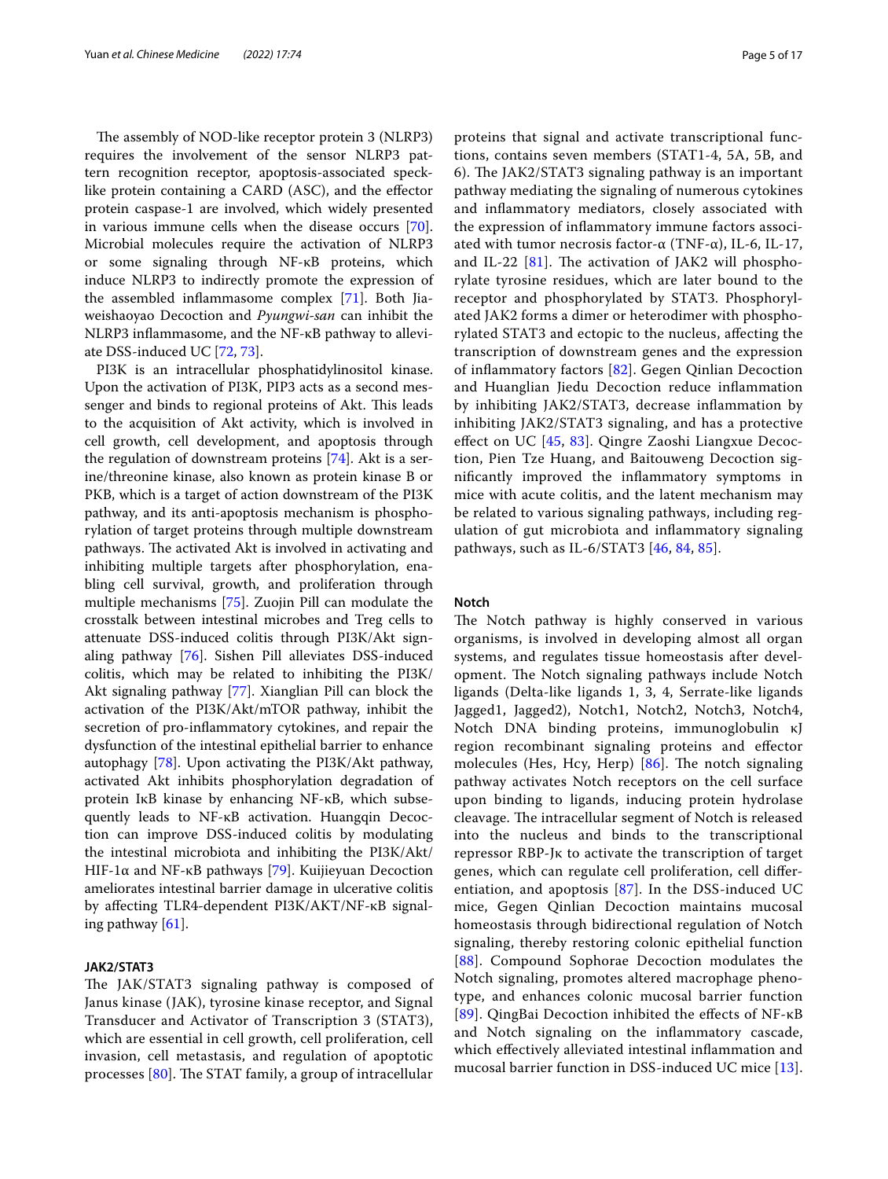The assembly of NOD-like receptor protein 3 (NLRP3) requires the involvement of the sensor NLRP3 pattern recognition receptor, apoptosis-associated speck-like protein containing a CARD (ASC), and the effector protein caspase-1 are involved, which widely presented in various immune cells when the disease occurs [70]. Microbial molecules require the activation of NLRP3 or some signaling through NF-κB proteins, which induce NLRP3 to indirectly promote the expression of the assembled inflammasome complex [71]. Both Jiaweishaoyao Decoction and *Pyungwi-san* can inhibit the NLRP3 inflammasome, and the NF-κB pathway to alleviate DSS-induced UC [72, 73].

PI3K is an intracellular phosphatidylinositol kinase. Upon the activation of PI3K, PIP3 acts as a second messenger and binds to regional proteins of Akt. This leads to the acquisition of Akt activity, which is involved in cell growth, cell development, and apoptosis through the regulation of downstream proteins [74]. Akt is a serine/threonine kinase, also known as protein kinase B or PKB, which is a target of action downstream of the PI3K pathway, and its anti-apoptosis mechanism is phosphorylation of target proteins through multiple downstream pathways. The activated Akt is involved in activating and inhibiting multiple targets after phosphorylation, enabling cell survival, growth, and proliferation through multiple mechanisms [75]. Zuojin Pill can modulate the crosstalk between intestinal microbes and Treg cells to attenuate DSS-induced colitis through PI3K/Akt signaling pathway [76]. Sishen Pill alleviates DSS-induced colitis, which may be related to inhibiting the PI3K/Akt signaling pathway [77]. Xianglian Pill can block the activation of the PI3K/Akt/mTOR pathway, inhibit the secretion of pro-inflammatory cytokines, and repair the dysfunction of the intestinal epithelial barrier to enhance autophagy [78]. Upon activating the PI3K/Akt pathway, activated Akt inhibits phosphorylation degradation of protein IκB kinase by enhancing NF-κB, which subsequently leads to NF-κB activation. Huangqin Decoction can improve DSS-induced colitis by modulating the intestinal microbiota and inhibiting the PI3K/Akt/HIF-1α and NF-κB pathways [79]. Kuijieyuan Decoction ameliorates intestinal barrier damage in ulcerative colitis by affecting TLR4-dependent PI3K/AKT/NF-κB signaling pathway [61].

### JAK2/STAT3

The JAK/STAT3 signaling pathway is composed of Janus kinase (JAK), tyrosine kinase receptor, and Signal Transducer and Activator of Transcription 3 (STAT3), which are essential in cell growth, cell proliferation, cell invasion, cell metastasis, and regulation of apoptotic processes [80]. The STAT family, a group of intracellular proteins that signal and activate transcriptional functions, contains seven members (STAT1-4, 5A, 5B, and 6). The JAK2/STAT3 signaling pathway is an important pathway mediating the signaling of numerous cytokines and inflammatory mediators, closely associated with the expression of inflammatory immune factors associated with tumor necrosis factor-α (TNF-α), IL-6, IL-17, and IL-22 [81]. The activation of JAK2 will phosphorylate tyrosine residues, which are later bound to the receptor and phosphorylated by STAT3. Phosphorylated JAK2 forms a dimer or heterodimer with phosphorylated STAT3 and ectopic to the nucleus, affecting the transcription of downstream genes and the expression of inflammatory factors [82]. Gegen Qinlian Decoction and Huanglian Jiedu Decoction reduce inflammation by inhibiting JAK2/STAT3, decrease inflammation by inhibiting JAK2/STAT3 signaling, and has a protective effect on UC [45, 83]. Qingre Zaoshi Liangxue Decoction, Pien Tze Huang, and Baitouweng Decoction significantly improved the inflammatory symptoms in mice with acute colitis, and the latent mechanism may be related to various signaling pathways, including regulation of gut microbiota and inflammatory signaling pathways, such as IL-6/STAT3 [46, 84, 85].

### Notch

The Notch pathway is highly conserved in various organisms, is involved in developing almost all organ systems, and regulates tissue homeostasis after development. The Notch signaling pathways include Notch ligands (Delta-like ligands 1, 3, 4, Serrate-like ligands Jagged1, Jagged2), Notch1, Notch2, Notch3, Notch4, Notch DNA binding proteins, immunoglobulin κJ region recombinant signaling proteins and effector molecules (Hes, Hcy, Herp) [86]. The notch signaling pathway activates Notch receptors on the cell surface upon binding to ligands, inducing protein hydrolase cleavage. The intracellular segment of Notch is released into the nucleus and binds to the transcriptional repressor RBP-Jκ to activate the transcription of target genes, which can regulate cell proliferation, cell differentiation, and apoptosis [87]. In the DSS-induced UC mice, Gegen Qinlian Decoction maintains mucosal homeostasis through bidirectional regulation of Notch signaling, thereby restoring colonic epithelial function [88]. Compound Sophorae Decoction modulates the Notch signaling, promotes altered macrophage phenotype, and enhances colonic mucosal barrier function [89]. QingBai Decoction inhibited the effects of NF-κB and Notch signaling on the inflammatory cascade, which effectively alleviated intestinal inflammation and mucosal barrier function in DSS-induced UC mice [13].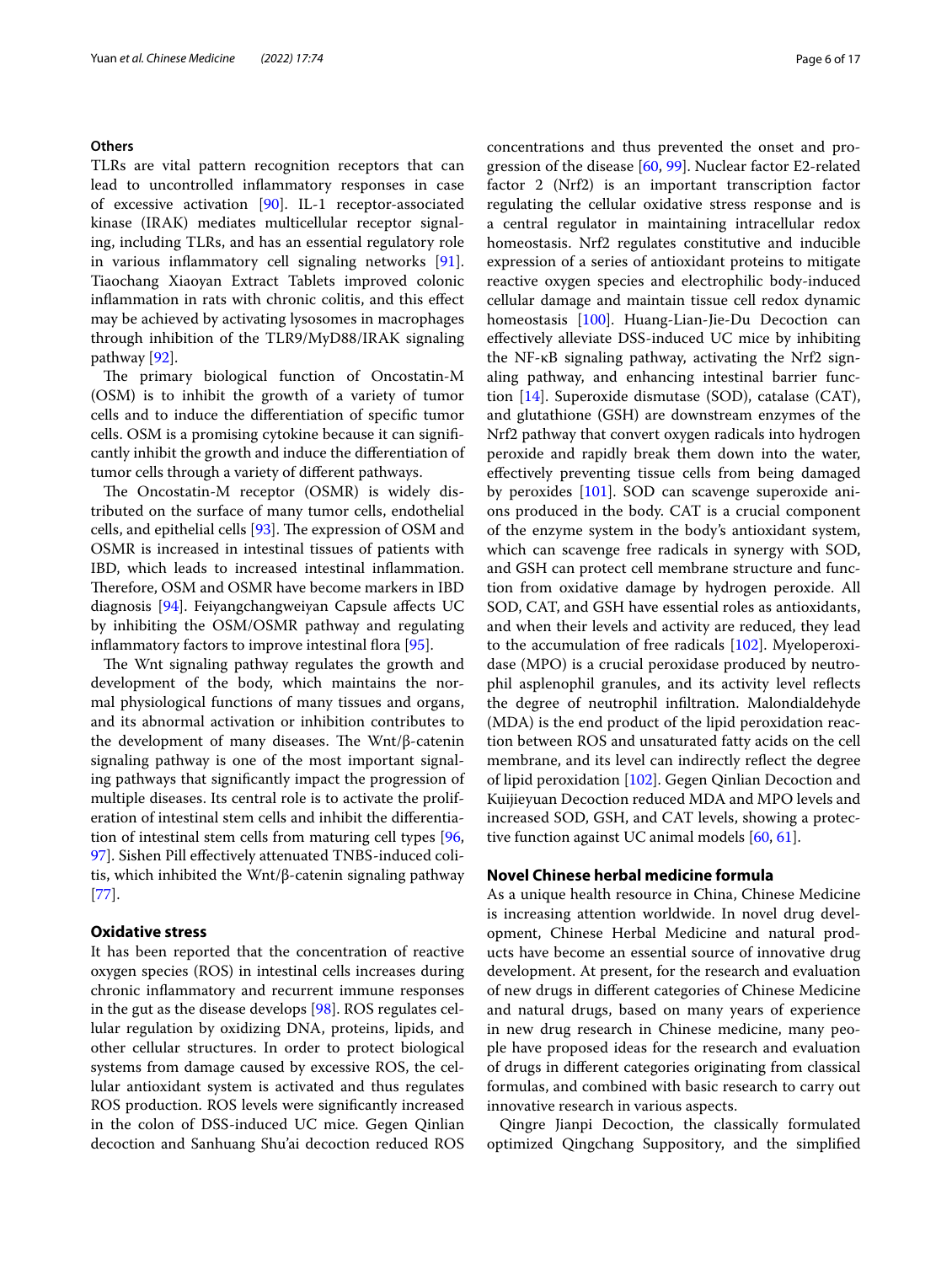### Others

TLRs are vital pattern recognition receptors that can lead to uncontrolled inflammatory responses in case of excessive activation [90]. IL-1 receptor-associated kinase (IRAK) mediates multicellular receptor signaling, including TLRs, and has an essential regulatory role in various inflammatory cell signaling networks [91]. Tiaochang Xiaoyan Extract Tablets improved colonic inflammation in rats with chronic colitis, and this effect may be achieved by activating lysosomes in macrophages through inhibition of the TLR9/MyD88/IRAK signaling pathway [92].

The primary biological function of Oncostatin-M (OSM) is to inhibit the growth of a variety of tumor cells and to induce the differentiation of specific tumor cells. OSM is a promising cytokine because it can significantly inhibit the growth and induce the differentiation of tumor cells through a variety of different pathways.

The Oncostatin-M receptor (OSMR) is widely distributed on the surface of many tumor cells, endothelial cells, and epithelial cells [93]. The expression of OSM and OSMR is increased in intestinal tissues of patients with IBD, which leads to increased intestinal inflammation. Therefore, OSM and OSMR have become markers in IBD diagnosis [94]. Feiyangchangweiyan Capsule affects UC by inhibiting the OSM/OSMR pathway and regulating inflammatory factors to improve intestinal flora [95].

The Wnt signaling pathway regulates the growth and development of the body, which maintains the normal physiological functions of many tissues and organs, and its abnormal activation or inhibition contributes to the development of many diseases. The Wnt/β-catenin signaling pathway is one of the most important signaling pathways that significantly impact the progression of multiple diseases. Its central role is to activate the proliferation of intestinal stem cells and inhibit the differentiation of intestinal stem cells from maturing cell types [96, 97]. Sishen Pill effectively attenuated TNBS-induced colitis, which inhibited the Wnt/β-catenin signaling pathway [77].

## Oxidative stress

It has been reported that the concentration of reactive oxygen species (ROS) in intestinal cells increases during chronic inflammatory and recurrent immune responses in the gut as the disease develops [98]. ROS regulates cellular regulation by oxidizing DNA, proteins, lipids, and other cellular structures. In order to protect biological systems from damage caused by excessive ROS, the cellular antioxidant system is activated and thus regulates ROS production. ROS levels were significantly increased in the colon of DSS-induced UC mice. Gegen Qinlian decoction and Sanhuang Shu'ai decoction reduced ROS concentrations and thus prevented the onset and progression of the disease [60, 99]. Nuclear factor E2-related factor 2 (Nrf2) is an important transcription factor regulating the cellular oxidative stress response and is a central regulator in maintaining intracellular redox homeostasis. Nrf2 regulates constitutive and inducible expression of a series of antioxidant proteins to mitigate reactive oxygen species and electrophilic body-induced cellular damage and maintain tissue cell redox dynamic homeostasis [100]. Huang-Lian-Jie-Du Decoction can effectively alleviate DSS-induced UC mice by inhibiting the NF-κB signaling pathway, activating the Nrf2 signaling pathway, and enhancing intestinal barrier function [14]. Superoxide dismutase (SOD), catalase (CAT), and glutathione (GSH) are downstream enzymes of the Nrf2 pathway that convert oxygen radicals into hydrogen peroxide and rapidly break them down into the water, effectively preventing tissue cells from being damaged by peroxides [101]. SOD can scavenge superoxide anions produced in the body. CAT is a crucial component of the enzyme system in the body's antioxidant system, which can scavenge free radicals in synergy with SOD, and GSH can protect cell membrane structure and function from oxidative damage by hydrogen peroxide. All SOD, CAT, and GSH have essential roles as antioxidants, and when their levels and activity are reduced, they lead to the accumulation of free radicals [102]. Myeloperoxidase (MPO) is a crucial peroxidase produced by neutrophil asplenophil granules, and its activity level reflects the degree of neutrophil infiltration. Malondialdehyde (MDA) is the end product of the lipid peroxidation reaction between ROS and unsaturated fatty acids on the cell membrane, and its level can indirectly reflect the degree of lipid peroxidation [102]. Gegen Qinlian Decoction and Kuijieyuan Decoction reduced MDA and MPO levels and increased SOD, GSH, and CAT levels, showing a protective function against UC animal models [60, 61].

## Novel Chinese herbal medicine formula

As a unique health resource in China, Chinese Medicine is increasing attention worldwide. In novel drug development, Chinese Herbal Medicine and natural products have become an essential source of innovative drug development. At present, for the research and evaluation of new drugs in different categories of Chinese Medicine and natural drugs, based on many years of experience in new drug research in Chinese medicine, many people have proposed ideas for the research and evaluation of drugs in different categories originating from classical formulas, and combined with basic research to carry out innovative research in various aspects.

Qingre Jianpi Decoction, the classically formulated optimized Qingchang Suppository, and the simplified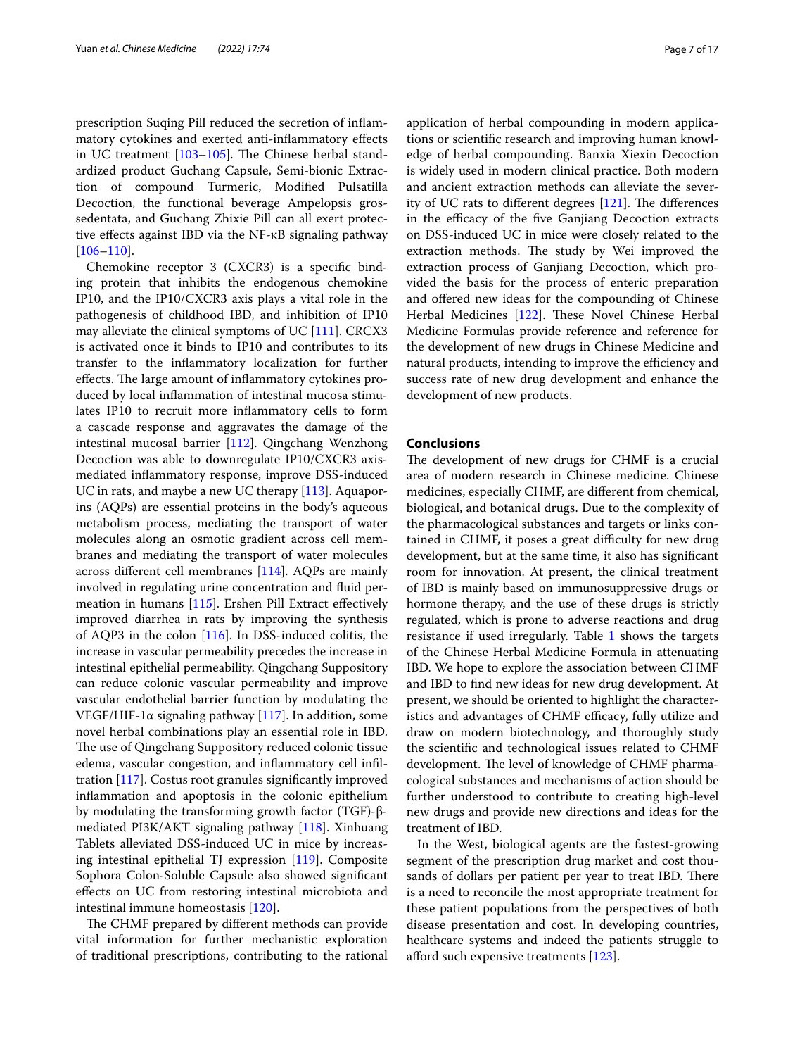prescription Suqing Pill reduced the secretion of inflammatory cytokines and exerted anti-inflammatory effects in UC treatment [103–105]. The Chinese herbal standardized product Guchang Capsule, Semi-bionic Extraction of compound Turmeric, Modified Pulsatilla Decoction, the functional beverage Ampelopsis grossedentata, and Guchang Zhixie Pill can all exert protective effects against IBD via the NF-κB signaling pathway [106–110].

Chemokine receptor 3 (CXCR3) is a specific binding protein that inhibits the endogenous chemokine IP10, and the IP10/CXCR3 axis plays a vital role in the pathogenesis of childhood IBD, and inhibition of IP10 may alleviate the clinical symptoms of UC [111]. CRCX3 is activated once it binds to IP10 and contributes to its transfer to the inflammatory localization for further effects. The large amount of inflammatory cytokines produced by local inflammation of intestinal mucosa stimulates IP10 to recruit more inflammatory cells to form a cascade response and aggravates the damage of the intestinal mucosal barrier [112]. Qingchang Wenzhong Decoction was able to downregulate IP10/CXCR3 axis-mediated inflammatory response, improve DSS-induced UC in rats, and maybe a new UC therapy [113]. Aquaporins (AQPs) are essential proteins in the body's aqueous metabolism process, mediating the transport of water molecules along an osmotic gradient across cell membranes and mediating the transport of water molecules across different cell membranes [114]. AQPs are mainly involved in regulating urine concentration and fluid permeation in humans [115]. Ershen Pill Extract effectively improved diarrhea in rats by improving the synthesis of AQP3 in the colon [116]. In DSS-induced colitis, the increase in vascular permeability precedes the increase in intestinal epithelial permeability. Qingchang Suppository can reduce colonic vascular permeability and improve vascular endothelial barrier function by modulating the VEGF/HIF-1α signaling pathway [117]. In addition, some novel herbal combinations play an essential role in IBD. The use of Qingchang Suppository reduced colonic tissue edema, vascular congestion, and inflammatory cell infiltration [117]. Costus root granules significantly improved inflammation and apoptosis in the colonic epithelium by modulating the transforming growth factor (TGF)-β-mediated PI3K/AKT signaling pathway [118]. Xinhuang Tablets alleviated DSS-induced UC in mice by increasing intestinal epithelial TJ expression [119]. Composite Sophora Colon-Soluble Capsule also showed significant effects on UC from restoring intestinal microbiota and intestinal immune homeostasis [120].

The CHMF prepared by different methods can provide vital information for further mechanistic exploration of traditional prescriptions, contributing to the rational application of herbal compounding in modern applications or scientific research and improving human knowledge of herbal compounding. Banxia Xiexin Decoction is widely used in modern clinical practice. Both modern and ancient extraction methods can alleviate the severity of UC rats to different degrees [121]. The differences in the efficacy of the five Ganjiang Decoction extracts on DSS-induced UC in mice were closely related to the extraction methods. The study by Wei improved the extraction process of Ganjiang Decoction, which provided the basis for the process of enteric preparation and offered new ideas for the compounding of Chinese Herbal Medicines [122]. These Novel Chinese Herbal Medicine Formulas provide reference and reference for the development of new drugs in Chinese Medicine and natural products, intending to improve the efficiency and success rate of new drug development and enhance the development of new products.

## Conclusions

The development of new drugs for CHMF is a crucial area of modern research in Chinese medicine. Chinese medicines, especially CHMF, are different from chemical, biological, and botanical drugs. Due to the complexity of the pharmacological substances and targets or links contained in CHMF, it poses a great difficulty for new drug development, but at the same time, it also has significant room for innovation. At present, the clinical treatment of IBD is mainly based on immunosuppressive drugs or hormone therapy, and the use of these drugs is strictly regulated, which is prone to adverse reactions and drug resistance if used irregularly. Table 1 shows the targets of the Chinese Herbal Medicine Formula in attenuating IBD. We hope to explore the association between CHMF and IBD to find new ideas for new drug development. At present, we should be oriented to highlight the characteristics and advantages of CHMF efficacy, fully utilize and draw on modern biotechnology, and thoroughly study the scientific and technological issues related to CHMF development. The level of knowledge of CHMF pharmacological substances and mechanisms of action should be further understood to contribute to creating high-level new drugs and provide new directions and ideas for the treatment of IBD.

In the West, biological agents are the fastest-growing segment of the prescription drug market and cost thousands of dollars per patient per year to treat IBD. There is a need to reconcile the most appropriate treatment for these patient populations from the perspectives of both disease presentation and cost. In developing countries, healthcare systems and indeed the patients struggle to afford such expensive treatments [123].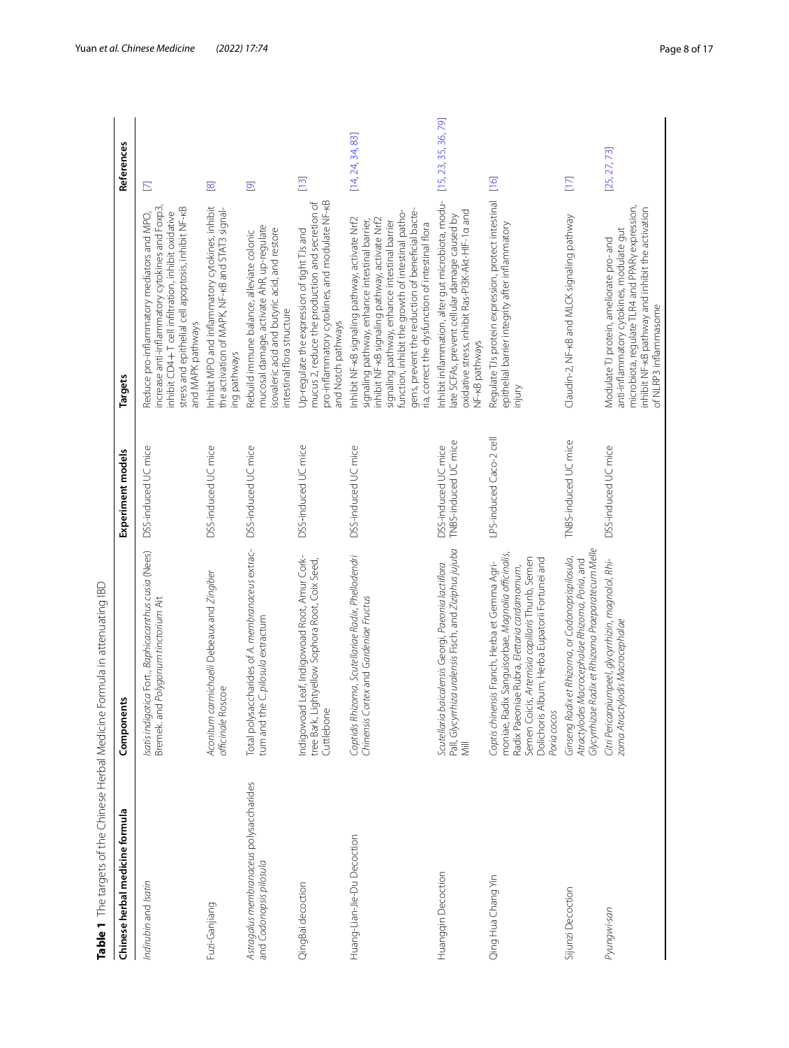**Table 1** The targets of the Chinese Herbal Medicine Formula in attenuating IBD

| Chinese herbal medicine formula | Components | Experiment models | Targets | References |
|---|---|---|---|---|
| *Indirubin* and *Isatin* | *Isatis indigotica* Fort., *Baphicacanthus cusia* (Nees) Bremek. and *Polygonum tinctorium* Ait | DSS-induced UC mice | Reduce pro-inflammatory mediators and MPO, increase anti-inflammatory cytokines and Foxp3, inhibit CD4+ T cell infiltration, inhibit oxidative stress and epithelial cell apoptosis, inhibit NF-κB and MAPK pathways | [7] |
| Fuzi-Ganjiang | *Aconitum carmichaelii* Debeaux and *Zingiber officinale* Roscoe | DSS-induced UC mice | Inhibit MPO and inflammatory cytokines, inhibit the activation of MAPK, NF-κB and STAT3 signaling pathways | [8] |
| *Astragalus membranaceus* polysaccharides and *Codonopsis pilosula* | Total polysaccharides of *A. membranaceus* extractum and the *C. pilosula* extractum | DSS-induced UC mice | Rebuild immune balance, alleviate colonic mucosal damage, activate AhR, up-regulate isovaleric acid and butyric acid, and restore intestinal flora structure | [9] |
| QingBai decoction | Indigowood Leaf, Indigowood Root, Amur Corktree Bark, Lightyellow Sophora Root, Coix Seed, Cuttlebone | DSS-induced UC mice | Up-regulate the expression of tight TJs and mucus 2, reduce the production and secretion of pro-inflammatory cytokines, and modulate NF-κB and Notch pathways | [13] |
| Huang-Lian-Jie-Du Decoction | *Coptidis Rhizoma*, *Scutellariae Radix*, *Phellodendri Chinensis Cortex* and *Gardeniae Fructus* | DSS-induced UC mice | Inhibit NF-κB signaling pathway, activate Nrf2 signaling pathway, enhance intestinal barrier, inhibit NF-κB signaling pathway, activate Nrf2 signaling pathway, enhance intestinal barrier function, inhibit the growth of intestinal pathogens, prevent the reduction of beneficial bacteria, correct the dysfunction of intestinal flora | [14, 24, 34, 83] |
| Huangqin Decoction | *Scutellaria baicalensis* Georgi, *Paeonia lactiflora* Pall, *Glycyrrhiza uralensis* Fisch, and *Ziziphus jujuba* Mill | DSS-induced UC mice<br>TNBS-induced UC mice | Inhibit inflammation, alter gut microbiota, modulate SCFAs, prevent cellular damage caused by oxidative stress, inhibit Ras-PI3K-Akt-HIF-1α and NF-κB pathways | [15, 23, 35, 36, 79] |
| Qing Hua Chang Yin | *Coptis chinensis* Franch, Herba et Gemma Agrimoniae, Radix Sanguisorbae, *Magnolia officinalis*, Radix Paeoniae Rubra, *Elettaria cardamomum*, Semen Coicis, *Artemisia capillaris* Thunb, Semen Dolichoris Album, Herba Eupatorii Fortunei and *Poria cocos* | LPS-induced Caco-2 cell | Regulate TJs protein expression, protect intestinal epithelial barrier integrity after inflammatory injury | [16] |
| Sijunzi Decoction | *Ginseng Radix et Rhizoma*, or *Codonopsispilosula*, *Atractylodes Macrocephalae Rhizoma*, *Poria*, and *Glycyrrhizae Radix et Rhizoma Praeparatecum Melle* | TNBS-induced UC mice | Claudin-2, NF-κB and MLCK signaling pathway | [17] |
| *Pyungwi-san* | *Citri Pericarpiumpeel*, *glycyrrhizin*, *magnolol*, *Rhizoma Atractylodis Macrocephalae* | DSS-induced UC mice | Modulate TJ protein, ameliorate pro- and anti-inflammatory cytokines, modulate gut microbiota, regulate TLR4 and PPARγ expression, inhibit NF-κB pathway and inhibit the activation of NLRP3 inflammasome | [25, 27, 73] |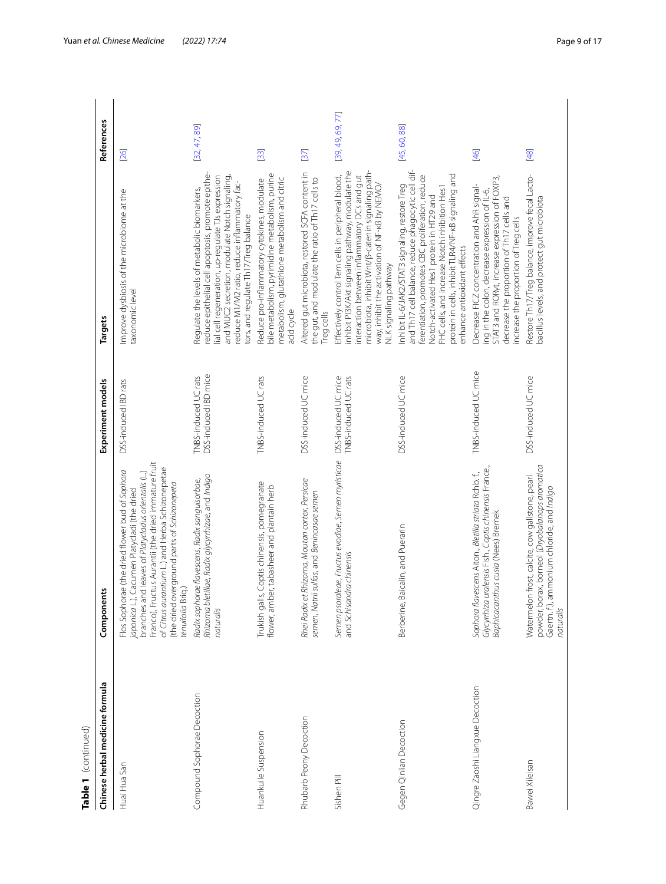**Table 1** (continued)

| Chinese herbal medicine formula | Components | Experiment models | Targets | References |
|---|---|---|---|---|
| Huai Hua San | Flos Sophorae (the dried flower bud of *Sophora japonica* L.), Cacumen Platycladi (the dried branches and leaves of *Platycladus orientalis* (L.) Franco), Fructus Aurantii (the dried immature fruit of *Citrus aurantium* L.) and Herba Schizonepetae (the dried overground parts of *Schizonepeta tenuifolia* Briq.) | DSS-induced IBD rats | Improve dysbiosis of the microbiome at the taxonomic level | [26] |
| Compound Sophorae Decoction | *Radix sophorae flavescens*, *Radix sanguisorbae*, *Rhizoma bletillae*, *Radix glycyrrhizae*, and *Indigo naturalis* | TNBS-induced UC rats DSS-induced IBD mice | Regulate the levels of metabolic biomarkers, reduce epithelial cell apoptosis, promote epithelial cell regeneration, up-regulate TJs expression and MUC2 secretion, modulate Notch signaling, reduce M1/M2 ratio, reduce inflammatory factors, and regulate Th17/Treg balance | [32, 47, 89] |
| Huankuile Suspension | Trukish galls, Coptis chinensis, pomegranate flower, amber, tabasheer and plantain herb | TNBS-induced UC rats | Reduce pro-inflammatory cytokines, modulate bile metabolism, pyrimidine metabolism, purine metabolism, glutathione metabolism and citric acid cycle | [33] |
| Rhubarb Peony Decoction | *Rhei Radix et Rhizoma*, *Moutan cortex*, *Persicae semen*, *Natrii sulfas*, and *Benincasae semen* | DSS-induced UC mice | Altered gut microbiota, restored SCFA content in the gut, and modulate the ratio of Th17 cells to Treg cells | [37] |
| Sishen Pill | *Semen psoraleae*, *Fructus evodiae*, *Semen myristicae* and *Schisandra chinensis* | DSS-induced UC mice TNBS-induced UC rats | Effectively control Tem cells in peripheral blood, inhibit PI3K/Akt signaling pathway, modulate the interaction between inflammatory DCs and gut microbiota, inhibit Wnt/β-catenin signaling pathway, inhibit the activation of NF-κB by NEMO/NLK signaling pathway | [39, 49, 69, 77] |
| Gegen Qinlian Decoction | Berberine, Baicalin, and Puerarin | DSS-induced UC mice | Inhibit IL-6/JAK2/STAT3 signaling, restore Treg and Th17 cell balance, reduce phagocytic cell differentiation, promotes CBC proliferation, reduce Notch-activated Hes1 protein in HT29 and FHC cells, and increase Notch inhibition Hes1 protein in cells, inhibit TLR4/NF-κB signaling and enhance antioxidant effects | [45, 60, 88] |
| Qingre Zaoshi Liangxue Decoction | *Sophora flavescens* Aiton., *Bletilla striata* Rchb. f., *Glycyrrhiza uralensis* Fish., *Coptis chinensis* Franch., *Baphicacanthus cusia* (Nees) Bremek | TNBS-induced UC mice | Decrease FICZ concentration and AhR signaling in the colon, decrease expression of IL-6, STAT3 and RORγt, increase expression of FOXP3, decrease the proportion of Th17 cells and increase the proportion of Treg cells | [46] |
| Bawei Xileisan | Watermelon frost, calcite, cow gallstone, pearl powder, borax, borneol (*Dryobalanops aromatica* Gaertn. f.), ammonium chloride, and *Indigo naturalis* | DSS-induced UC mice | Restore Th17/Treg balance, improve fecal Lactobacillus levels, and protect gut microbiota | [48] |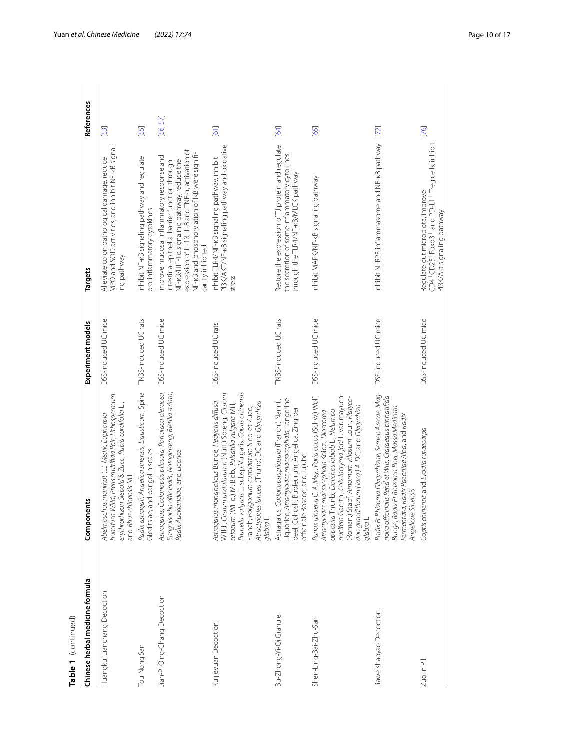**Table 1** (continued)

| Chinese herbal medicine formula | Components | Experiment models | Targets | References |
|---|---|---|---|---|
| Huangkui Lianchang Decoction | *Abelmoschus manihot* (L.) *Medik*, *Euphorbia humifusa Willd*, *Pteris multifida Poir*, *Lithospermum erythrorhizon Siebold & Zucc*, *Rubia cordifolia* L., and *Rhus chinensis* Mill | DSS-induced UC mice | Alleviate colon pathological damage, reduce MPO and SOD activities, and inhibit NF-κB signaling pathway | [53] |
| Tou Nong San | *Radix astragali*, *Angelica sinensis*, *Ligusticum*, Spina Gleditsiae, and pangolin scales | TNBS-induced UC rats | Inhibit NF-κB signaling pathway and regulate pro-inflammatory cytokines | [55] |
| Jian-Pi Qing-Chang Decoction | *Astragalus*, *Codonopsis pilosula*, *Portulaca oleracea*, *Sanguisorba officinalis*, *Notoginseng*, *Bletilla striata*, *Radix Aucklandiae*, and *Licorice* | DSS-induced UC mice | Improve mucosal inflammatory response and intestinal epithelial barrier function through NF-κB/HIF-1α signaling pathway, reduce the expression of IL-1β, IL-8 and TNF-α, activation of NF-κB and phosphorylation of IκB were significantly inhibited | [56, 57] |
| Kuijieyuan Decoction | *Astragalus mongholicus* Bunge, *Hedyotis diffusa* Willd., *Cirsium undulatumn* (Nutt.) Spreng, *Cirsium setosum* (Willd.) M. Bieb., *Pulsatilla vulgaris* Mill, *Prunella vulgaris* L. subsp. Vulgaris, *Coptis chinensis* Franch, *Polygonum cuspidatum* Sieb. et Zucc., *Atractylodes lancea* (Thunb) DC and *Glycyrrhiza glabra* L. | DSS-induced UC rats | Inhibit TLR4/NF-κB signaling pathway, inhibit PI3K/AKT/NF-κB signaling pathway and oxidative stress | [61] |
| Bu-Zhong-Yi-Qi Granule | Astragalus, *Codonopsis pilosula* (Franch.) Nannf., Liquorice, *Atractylodes macrocephala*, Tangerine peel, Cohosh, Bupleurum, Angelica, Zingiber officinale Roscoe, and Jujube | TNBS-induced UC rats | Restore the expression of TJ protein and regulate the secretion of some inflammatory cytokines through the TLR4/NF-κB/MLCK pathway | [64] |
| Shen-Ling-Bai-Zhu-San | *Panax ginseng* C. A. Mey., *Poria cocos* (Schw.) Wolf, *Atractylodes macrocephala* Koidz., *Dioscorea opposita* Thunb., *Dolichos lablab* L., *Nelumbo nucifera* Gaertn., *Coix lacryma-jobi* L. var. mayuen. (Roman.) Stapf, *Amomum villosum* Lour., *Platycodon grandiflorum* (*Jacq.*) *A. DC*, and *Glycyrrhiza glabra* L. | DSS-induced UC mice | Inhibit MAPK/NF-κB signaling pathway | [65] |
| Jiaweishaoyao Decoction | *Radix Et Rhizoma Glycyrrhizae*, *Semen Arecae*, *Magnolia officinalis Rehd et Wils*, *Crataegus pinnatifida* Bunge, *Radix Et Rhizoma Rhei*, *Massa Medicata Fermentata*, *Radix Paeoniae Alba*, and *Radix Angelicae Sinensis* | DSS-induced UC mice | Inhibit NLRP3 inflammasome and NF-κB pathway | [72] |
| Zuojin Pill | *Coptis chinensis* and *Evodia rutaecarpa* | DSS-induced UC mice | Regulate gut microbiota, improve $CD4^{+}CD25^{+}Foxp3^{+}$ and $PD\text{-}L1^{+}$ Treg cells, inhibit PI3K/Akt signaling pathway | [76] |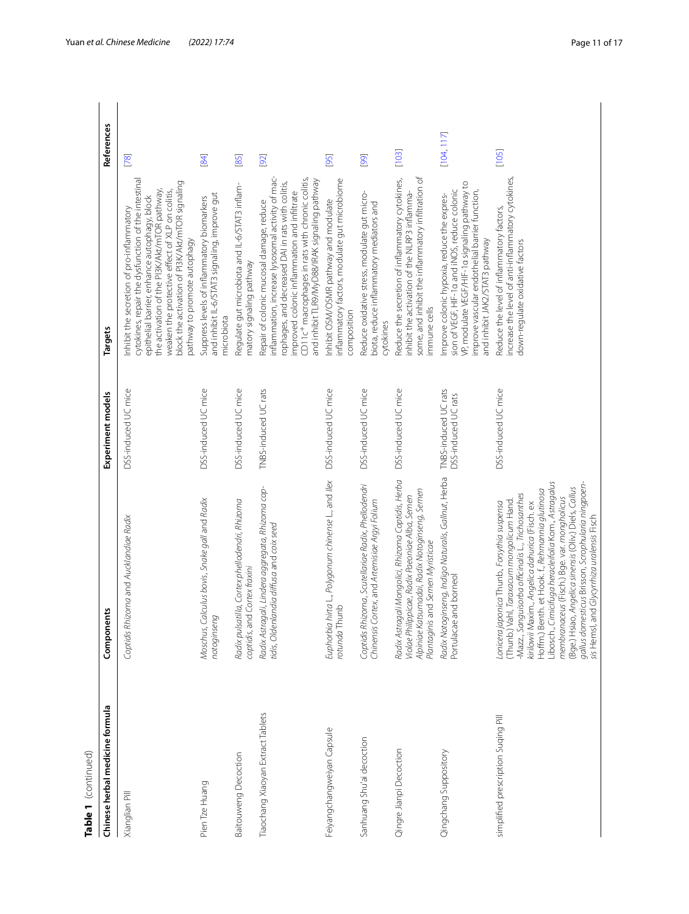**Table 1** (continued)

| Chinese herbal medicine formula | Components | Experiment models | Targets | References |
|---|---|---|---|---|
| Xianglian Pill | *Coptidis Rhizoma* and *Aucklandiae Radix* | DSS-induced UC mice | Inhibit the secretion of pro-inflammatory cytokines, repair the dysfunction of the intestinal epithelial barrier, enhance autophagy, block the activation of the PI3K/Akt/mTOR pathway, weaken the protective effect of XLP on colitis, block the activation of PI3K/Akt/mTOR signaling pathway to promote autophagy | [78] |
| Pien Tze Huang | *Moschus, Calculus bovis, Snake gall* and *Radix notoginseng* | DSS-induced UC mice | Suppress levels of inflammatory biomarkers and inhibit IL-6/STAT3 signaling, improve gut microbiota | [84] |
| Baitouweng Decoction | *Radix pulsatilla, Cortex phellodendri, Rhizoma coptidis*, and *Cortex fraxini* | DSS-induced UC mice | Regulate gut microbiota and IL-6/STAT3 inflammatory signaling pathway | [85] |
| Tiaochang Xiaoyan Extract Tablets | *Radix Astragali, Lindera aggregata, Rhizoma coptidis, Oldenlandia diffusa* and *coix seed* | TNBS-induced UC rats | Repair of colonic mucosal damage, reduce inflammation, increase lysosomal activity of macrophages, and decreased DAI in rats with colitis, improved colonic inflammation and infiltrate CD11c$^{+}$ macrophages in rats with chronic colitis, and inhibit TLR9/MyD88/IRAK signaling pathway | [92] |
| Feiyangchangweiyan Capsule | *Euphorbia hirta* L., *Polygonum chinense* L., and *Ilex rotunda* Thunb | DSS-induced UC mice | Inhibit OSM/OSMR pathway and modulate inflammatory factors, modulate gut microbiome composition | [95] |
| Sanhuang Shu'ai decoction | *Coptidis Rhizoma, Scutellariae Radix, Phellodendri Chinensis Cortex*, and *Artemisiae Argyi Folium* | DSS-induced UC mice | Reduce oxidative stress, modulate gut microbiota, reduce inflammatory mediators and cytokines | [99] |
| Qingre Jianpi Decoction | *Radix Astragali Mongolici, Rhizoma Coptidis, Herba Violae Philippicae, Radix Paeoniae Alba, Semen Alpiniae Katsumadai, Radix Notoginseng, Semen Plantaginis* and *Semen Myristicae* | DSS-induced UC mice | Reduce the secretion of inflammatory cytokines, inhibit the activation of the NLRP3 inflammasome, and inhibit the inflammatory infiltration of immune cells | [103] |
| Qingchang Suppository | *Radix Notoginseng, Indigo Naturalis, Gallnut, Herba Portulacae* and borneol | TNBS-induced UC rats<br>DSS-induced UC rats | Improve colonic hypoxia, reduce the expression of VEGF, HIF-1α and iNOS, reduce colonic VP, modulate VEGF/HIF-1α signaling pathway to improve vascular endothelial barrier function, and inhibit JAK2/STAT3 pathway | [104, 117] |
| simplified prescription Suqing Pill | *Lonicera japonica* Thunb., *Forsythia suspensa* (Thunb.) Vahl, *Taraxacum mongolicum* Hand.-Mazz., *Sanguisorba officinalis* L., *Trichosanthes kirilowii* Maxim., *Angelica dahurica* (Fisch. ex Hoffm.) Benth. et Hook. f., *Rehmannia glutinosa* Libosch., *Cimicifuga heracleifolia* Kom., *Astragalus membranaceus* (Fisch.) Bge. var. *mongholicus* (Bge.) Hsiao, *Angelica sinensis* (Oliv.) Diels, *Callus gallus domesticus* Brisson, *Scrophularia ningpoensis* Hemsl, and *Glycyrrhiza uralensis* Fisch | DSS-induced UC mice | Reduce the level of inflammatory factors, increase the level of anti-inflammatory cytokines, down-regulate oxidative factors | [105] |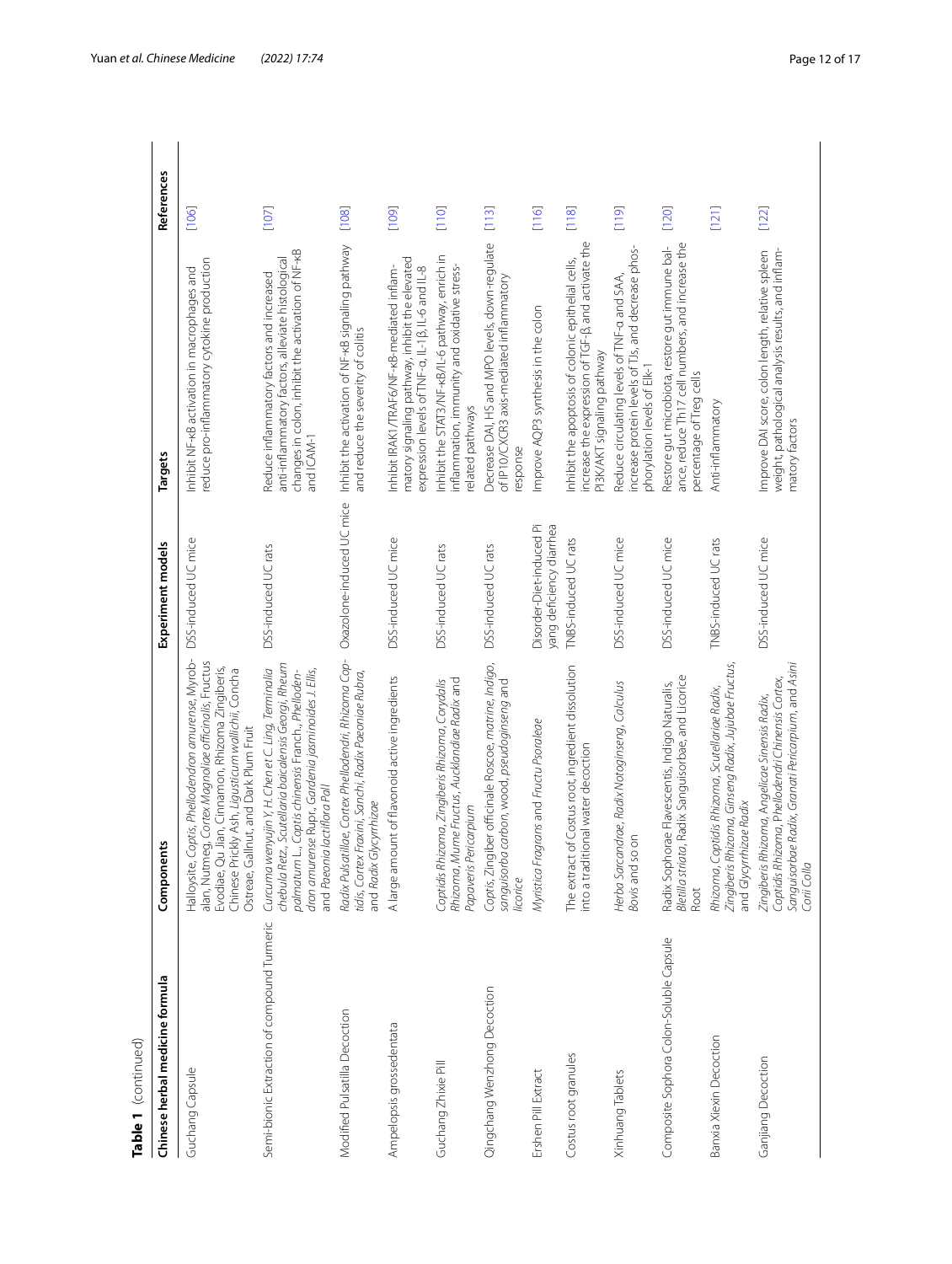**Table 1** (continued)

| Chinese herbal medicine formula | Components | Experiment models | Targets | References |
|---|---|---|---|---|
| Guchang Capsule | Halloysite, *Coptis*, *Phellodendron amurense*, *Myrobalan*, Nutmeg, *Cortex Magnoliae officinalis*, *Fructus Evodiae*, Qu Jian, Cinnamon, Rhizoma Zingiberis, Chinese Prickly Ash, *Ligusticum wallichii*, Concha Ostreae, Gallnut, and Dark Plum Fruit | DSS-induced UC mice | Inhibit NF-κB activation in macrophages and reduce pro-inflammatory cytokine production | [106] |
| Semi-bionic Extraction of compound Turmeric | *Curcuma wenyujin Y. H. Chen et C. Ling*, *Terminalia chebula Retz.*, *Scutellaria baicalensis Georgi*, *Rheum palmatum L.*, *Coptis chinensis Franch.*, *Phellodendron amurense Rupr.*, *Gardenia jasminoides J. Ellis*, and *Paeonia lactiflora Pall* | DSS-induced UC rats | Reduce inflammatory factors and increased anti-inflammatory factors, alleviate histological changes in colon, inhibit the activation of NF-κB and ICAM-1 | [107] |
| Modified Pulsatilla Decoction | *Radix Pulsatillae*, *Cortex Phellodendri*, *Rhizoma Coptidis*, *Cortex Fraxini*, *Sanchi*, *Radix Paeoniae Rubra*, and *Radix Glycyrrhizae* | Oxazolone-induced UC mice | Inhibit the activation of NF-κB signaling pathway and reduce the severity of colitis | [108] |
| Ampelopsis grossedentata | A large amount of flavonoid active ingredients | DSS-induced UC mice | Inhibit IRAK1/TRAF6/NF-κB-mediated inflammatory signaling pathway, inhibit the elevated expression levels of TNF-α, IL-1β, IL-6 and IL-8 | [109] |
| Guchang Zhixie Pill | *Coptidis Rhizoma*, *Zingiberis Rhizoma*, *Corydalis Rhizoma*, *Mume Fructus*, *Aucklandiae Radix* and *Papaveris Pericarpium* | DSS-induced UC rats | Inhibit the STAT3/NF-κB/IL-6 pathway, enrich in inflammation, immunity and oxidative stress-related pathways | [110] |
| Qingchang Wenzhong Decoction | Coptis, Zingiber officinale Roscoe, matrine, Indigo, *sanguisorba carbon*, wood, *pseudoginseng* and *licorice* | DSS-induced UC rats | Decrease DAI, HS and MPO levels, down-regulate of IP10/CXCR3 axis-mediated inflammatory response | [113] |
| Ershen Pill Extract | *Myristica Fragrans* and *Fructu Psoraleae* | Disorder-Diet-induced Pi yang deficiency diarrhea | Improve AQP3 synthesis in the colon | [116] |
| Costus root granules | The extract of Costus root, ingredient dissolution into a traditional water decoction | TNBS-induced UC rats | Inhibit the apoptosis of colonic epithelial cells, increase the expression of TGF-β, and activate the PI3K/AKT signaling pathway | [118] |
| Xinhuang Tablets | *Herba Sarcandrae*, *Radix Notoginseng*, *Calculus Bovis* and so on | DSS-induced UC mice | Reduce circulating levels of TNF-α and SAA, increase protein levels of TJs, and decrease phosphorylation levels of Elk-1 | [119] |
| Composite Sophora Colon-Soluble Capsule | Radix Sophorae Flavescentis, Indigo Naturalis, *Bletilla striata*, Radix Sanguisorbae, and Licorice Root | DSS-induced UC mice | Restore gut microbiota, restore gut immune balance, reduce Th17 cell numbers, and increase the percentage of Treg cells | [120] |
| Banxia Xiexin Decoction | *Rhizoma*, *Coptidis Rhizoma*, *Scutellariae Radix*, *Zingiberis Rhizoma*, *Ginseng Radix*, *Jujubae Fructus*, and *Glycyrrhizae Radix* | TNBS-induced UC rats | Anti-inflammatory | [121] |
| Ganjiang Decoction | *Zingiberis Rhizoma*, *Angelicae Sinensis Radix*, *Coptidis Rhizoma*, *Phellodendri Chinensis Cortex*, *Sanguisorbae Radix*, *Granati Pericarpium*, and *Asini Corii Colla* | DSS-induced UC mice | Improve DAI score, colon length, relative spleen weight, pathological analysis results, and inflammatory factors | [122] |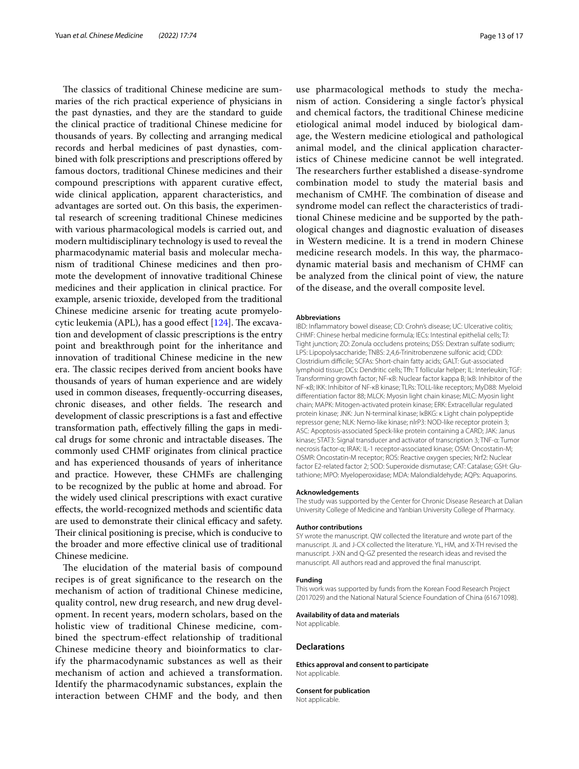The classics of traditional Chinese medicine are summaries of the rich practical experience of physicians in the past dynasties, and they are the standard to guide the clinical practice of traditional Chinese medicine for thousands of years. By collecting and arranging medical records and herbal medicines of past dynasties, combined with folk prescriptions and prescriptions offered by famous doctors, traditional Chinese medicines and their compound prescriptions with apparent curative effect, wide clinical application, apparent characteristics, and advantages are sorted out. On this basis, the experimental research of screening traditional Chinese medicines with various pharmacological models is carried out, and modern multidisciplinary technology is used to reveal the pharmacodynamic material basis and molecular mechanism of traditional Chinese medicines and then promote the development of innovative traditional Chinese medicines and their application in clinical practice. For example, arsenic trioxide, developed from the traditional Chinese medicine arsenic for treating acute promyelocytic leukemia (APL), has a good effect [124]. The excavation and development of classic prescriptions is the entry point and breakthrough point for the inheritance and innovation of traditional Chinese medicine in the new era. The classic recipes derived from ancient books have thousands of years of human experience and are widely used in common diseases, frequently-occurring diseases, chronic diseases, and other fields. The research and development of classic prescriptions is a fast and effective transformation path, effectively filling the gaps in medical drugs for some chronic and intractable diseases. The commonly used CHMF originates from clinical practice and has experienced thousands of years of inheritance and practice. However, these CHMFs are challenging to be recognized by the public at home and abroad. For the widely used clinical prescriptions with exact curative effects, the world-recognized methods and scientific data are used to demonstrate their clinical efficacy and safety. Their clinical positioning is precise, which is conducive to the broader and more effective clinical use of traditional Chinese medicine.

The elucidation of the material basis of compound recipes is of great significance to the research on the mechanism of action of traditional Chinese medicine, quality control, new drug research, and new drug development. In recent years, modern scholars, based on the holistic view of traditional Chinese medicine, combined the spectrum-effect relationship of traditional Chinese medicine theory and bioinformatics to clarify the pharmacodynamic substances as well as their mechanism of action and achieved a transformation. Identify the pharmacodynamic substances, explain the interaction between CHMF and the body, and then use pharmacological methods to study the mechanism of action. Considering a single factor's physical and chemical factors, the traditional Chinese medicine etiological animal model induced by biological damage, the Western medicine etiological and pathological animal model, and the clinical application characteristics of Chinese medicine cannot be well integrated. The researchers further established a disease-syndrome combination model to study the material basis and mechanism of CMHF. The combination of disease and syndrome model can reflect the characteristics of traditional Chinese medicine and be supported by the pathological changes and diagnostic evaluation of diseases in Western medicine. It is a trend in modern Chinese medicine research models. In this way, the pharmacodynamic material basis and mechanism of CHMF can be analyzed from the clinical point of view, the nature of the disease, and the overall composite level.

### Abbreviations

IBD: Inflammatory bowel disease; CD: Crohn's disease; UC: Ulcerative colitis; CHMF: Chinese herbal medicine formula; IECs: Intestinal epithelial cells; TJ: Tight junction; ZO: Zonula occludens proteins; DSS: Dextran sulfate sodium; LPS: Lipopolysaccharide; TNBS: 2,4,6-Trinitrobenzene sulfonic acid; CDD: Clostridium difficile; SCFAs: Short-chain fatty acids; GALT: Gut-associated lymphoid tissue; DCs: Dendritic cells; Tfh: T follicular helper; IL: Interleukin; TGF: Transforming growth factor; NF-κB: Nuclear factor kappa B; IκB: Inhibitor of the NF-κB; IKK: Inhibitor of NF-κB kinase; TLRs: TOLL-like receptors; MyD88: Myeloid differentiation factor 88; MLCK: Myosin light chain kinase; MLC: Myosin light chain; MAPK: Mitogen-activated protein kinase; ERK: Extracellular regulated protein kinase; JNK: Jun N-terminal kinase; IκBKG: κ Light chain polypeptide repressor gene; NLK: Nemo-like kinase; nlrP3: NOD-like receptor protein 3; ASC: Apoptosis-associated Speck-like protein containing a CARD; JAK: Janus kinase; STAT3: Signal transducer and activator of transcription 3; TNF-α: Tumor necrosis factor-α; IRAK: IL-1 receptor-associated kinase; OSM: Oncostatin-M; OSMR: Oncostatin-M receptor; ROS: Reactive oxygen species; Nrf2: Nuclear factor E2-related factor 2; SOD: Superoxide dismutase; CAT: Catalase; GSH: Glutathione; MPO: Myeloperoxidase; MDA: Malondialdehyde; AQPs: Aquaporins.

### Acknowledgements

The study was supported by the Center for Chronic Disease Research at Dalian University College of Medicine and Yanbian University College of Pharmacy.

### Author contributions

SY wrote the manuscript. QW collected the literature and wrote part of the manuscript. JL and J-CX collected the literature. YL, HM, and X-TH revised the manuscript. J-XN and Q-GZ presented the research ideas and revised the manuscript. All authors read and approved the final manuscript.

### Funding

This work was supported by funds from the Korean Food Research Project (2017029) and the National Natural Science Foundation of China (61671098).

### Availability of data and materials

Not applicable.

## Declarations

### Ethics approval and consent to participate

Not applicable.

### Consent for publication

Not applicable.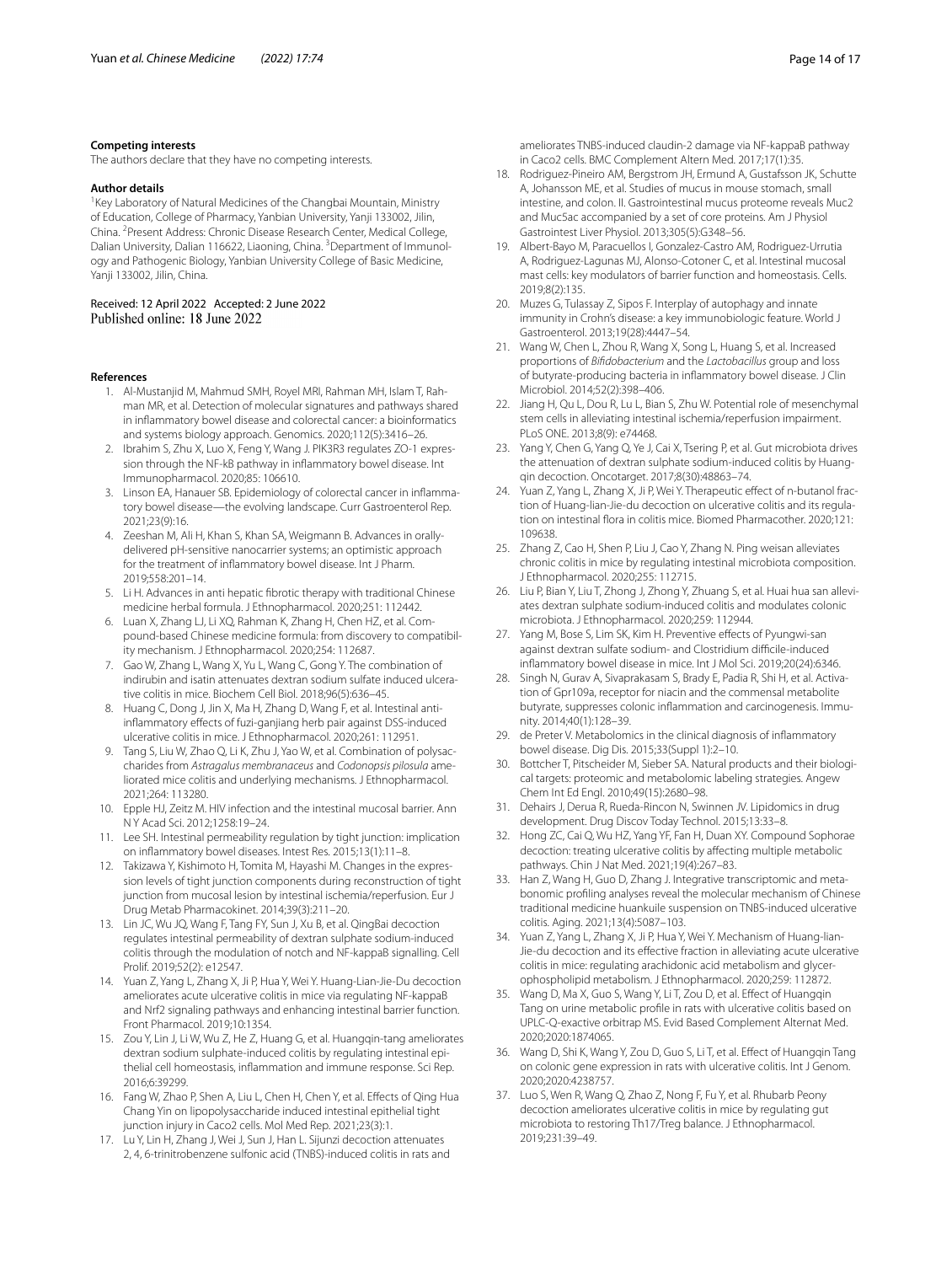### Competing interests

The authors declare that they have no competing interests.

### Author details

[1]Key Laboratory of Natural Medicines of the Changbai Mountain, Ministry of Education, College of Pharmacy, Yanbian University, Yanji 133002, Jilin, China. [2]Present Address: Chronic Disease Research Center, Medical College, Dalian University, Dalian 116622, Liaoning, China. [3]Department of Immunology and Pathogenic Biology, Yanbian University College of Basic Medicine, Yanji 133002, Jilin, China.

Received: 12 April 2022 Accepted: 2 June 2022
Published online: 18 June 2022

### References

1. Al-Mustanjid M, Mahmud SMH, Royel MRI, Rahman MH, Islam T, Rahman MR, et al. Detection of molecular signatures and pathways shared in inflammatory bowel disease and colorectal cancer: a bioinformatics and systems biology approach. Genomics. 2020;112(5):3416–26.
2. Ibrahim S, Zhu X, Luo X, Feng Y, Wang J. PIK3R3 regulates ZO-1 expression through the NF-kB pathway in inflammatory bowel disease. Int Immunopharmacol. 2020;85: 106610.
3. Linson EA, Hanauer SB. Epidemiology of colorectal cancer in inflammatory bowel disease—the evolving landscape. Curr Gastroenterol Rep. 2021;23(9):16.
4. Zeeshan M, Ali H, Khan S, Khan SA, Weigmann B. Advances in orally-delivered pH-sensitive nanocarrier systems; an optimistic approach for the treatment of inflammatory bowel disease. Int J Pharm. 2019;558:201–14.
5. Li H. Advances in anti hepatic fibrotic therapy with traditional Chinese medicine herbal formula. J Ethnopharmacol. 2020;251: 112442.
6. Luan X, Zhang LJ, Li XQ, Rahman K, Zhang H, Chen HZ, et al. Compound-based Chinese medicine formula: from discovery to compatibility mechanism. J Ethnopharmacol. 2020;254: 112687.
7. Gao W, Zhang L, Wang X, Yu L, Wang C, Gong Y. The combination of indirubin and isatin attenuates dextran sodium sulfate induced ulcerative colitis in mice. Biochem Cell Biol. 2018;96(5):636–45.
8. Huang C, Dong J, Jin X, Ma H, Zhang D, Wang F, et al. Intestinal anti-inflammatory effects of fuzi-ganjiang herb pair against DSS-induced ulcerative colitis in mice. J Ethnopharmacol. 2020;261: 112951.
9. Tang S, Liu W, Zhao Q, Li K, Zhu J, Yao W, et al. Combination of polysaccharides from *Astragalus membranaceus* and *Codonopsis pilosula* ameliorated mice colitis and underlying mechanisms. J Ethnopharmacol. 2021;264: 113280.
10. Epple HJ, Zeitz M. HIV infection and the intestinal mucosal barrier. Ann N Y Acad Sci. 2012;1258:19–24.
11. Lee SH. Intestinal permeability regulation by tight junction: implication on inflammatory bowel diseases. Intest Res. 2015;13(1):11–8.
12. Takizawa Y, Kishimoto H, Tomita M, Hayashi M. Changes in the expression levels of tight junction components during reconstruction of tight junction from mucosal lesion by intestinal ischemia/reperfusion. Eur J Drug Metab Pharmacokinet. 2014;39(3):211–20.
13. Lin JC, Wu JQ, Wang F, Tang FY, Sun J, Xu B, et al. QingBai decoction regulates intestinal permeability of dextran sulphate sodium-induced colitis through the modulation of notch and NF-kappaB signalling. Cell Prolif. 2019;52(2): e12547.
14. Yuan Z, Yang L, Zhang X, Ji P, Hua Y, Wei Y. Huang-Lian-Jie-Du decoction ameliorates acute ulcerative colitis in mice via regulating NF-kappaB and Nrf2 signaling pathways and enhancing intestinal barrier function. Front Pharmacol. 2019;10:1354.
15. Zou Y, Lin J, Li W, Wu Z, He Z, Huang G, et al. Huangqin-tang ameliorates dextran sodium sulphate-induced colitis by regulating intestinal epithelial cell homeostasis, inflammation and immune response. Sci Rep. 2016;6:39299.
16. Fang W, Zhao P, Shen A, Liu L, Chen H, Chen Y, et al. Effects of Qing Hua Chang Yin on lipopolysaccharide induced intestinal epithelial tight junction injury in Caco2 cells. Mol Med Rep. 2021;23(3):1.
17. Lu Y, Lin H, Zhang J, Wei J, Sun J, Han L. Sijunzi decoction attenuates 2, 4, 6-trinitrobenzene sulfonic acid (TNBS)-induced colitis in rats and ameliorates TNBS-induced claudin-2 damage via NF-kappaB pathway in Caco2 cells. BMC Complement Altern Med. 2017;17(1):35.
18. Rodriguez-Pineiro AM, Bergstrom JH, Ermund A, Gustafsson JK, Schutte A, Johansson ME, et al. Studies of mucus in mouse stomach, small intestine, and colon. II. Gastrointestinal mucus proteome reveals Muc2 and Muc5ac accompanied by a set of core proteins. Am J Physiol Gastrointest Liver Physiol. 2013;305(5):G348–56.
19. Albert-Bayo M, Paracuellos I, Gonzalez-Castro AM, Rodriguez-Urrutia A, Rodriguez-Lagunas MJ, Alonso-Cotoner C, et al. Intestinal mucosal mast cells: key modulators of barrier function and homeostasis. Cells. 2019;8(2):135.
20. Muzes G, Tulassay Z, Sipos F. Interplay of autophagy and innate immunity in Crohn's disease: a key immunobiologic feature. World J Gastroenterol. 2013;19(28):4447–54.
21. Wang W, Chen L, Zhou R, Wang X, Song L, Huang S, et al. Increased proportions of *Bifidobacterium* and the *Lactobacillus* group and loss of butyrate-producing bacteria in inflammatory bowel disease. J Clin Microbiol. 2014;52(2):398–406.
22. Jiang H, Qu L, Dou R, Lu L, Bian S, Zhu W. Potential role of mesenchymal stem cells in alleviating intestinal ischemia/reperfusion impairment. PLoS ONE. 2013;8(9): e74468.
23. Yang Y, Chen G, Yang Q, Ye J, Cai X, Tsering P, et al. Gut microbiota drives the attenuation of dextran sulphate sodium-induced colitis by Huangqin decoction. Oncotarget. 2017;8(30):48863–74.
24. Yuan Z, Yang L, Zhang X, Ji P, Wei Y. Therapeutic effect of n-butanol fraction of Huang-lian-Jie-du decoction on ulcerative colitis and its regulation on intestinal flora in colitis mice. Biomed Pharmacother. 2020;121: 109638.
25. Zhang Z, Cao H, Shen P, Liu J, Cao Y, Zhang N. Ping weisan alleviates chronic colitis in mice by regulating intestinal microbiota composition. J Ethnopharmacol. 2020;255: 112715.
26. Liu P, Bian Y, Liu T, Zhong J, Zhong Y, Zhuang S, et al. Huai hua san alleviates dextran sulphate sodium-induced colitis and modulates colonic microbiota. J Ethnopharmacol. 2020;259: 112944.
27. Yang M, Bose S, Lim SK, Kim H. Preventive effects of Pyungwi-san against dextran sulfate sodium- and Clostridium difficile-induced inflammatory bowel disease in mice. Int J Mol Sci. 2019;20(24):6346.
28. Singh N, Gurav A, Sivaprakasam S, Brady E, Padia R, Shi H, et al. Activation of Gpr109a, receptor for niacin and the commensal metabolite butyrate, suppresses colonic inflammation and carcinogenesis. Immunity. 2014;40(1):128–39.
29. de Preter V. Metabolomics in the clinical diagnosis of inflammatory bowel disease. Dig Dis. 2015;33(Suppl 1):2–10.
30. Bottcher T, Pitscheider M, Sieber SA. Natural products and their biological targets: proteomic and metabolomic labeling strategies. Angew Chem Int Ed Engl. 2010;49(15):2680–98.
31. Dehairs J, Derua R, Rueda-Rincon N, Swinnen JV. Lipidomics in drug development. Drug Discov Today Technol. 2015;13:33–8.
32. Hong ZC, Cai Q, Wu HZ, Yang YF, Fan H, Duan XY. Compound Sophorae decoction: treating ulcerative colitis by affecting multiple metabolic pathways. Chin J Nat Med. 2021;19(4):267–83.
33. Han Z, Wang H, Guo D, Zhang J. Integrative transcriptomic and metabonomic profiling analyses reveal the molecular mechanism of Chinese traditional medicine huankuile suspension on TNBS-induced ulcerative colitis. Aging. 2021;13(4):5087–103.
34. Yuan Z, Yang L, Zhang X, Ji P, Hua Y, Wei Y. Mechanism of Huang-lian-Jie-du decoction and its effective fraction in alleviating acute ulcerative colitis in mice: regulating arachidonic acid metabolism and glycerophospholipid metabolism. J Ethnopharmacol. 2020;259: 112872.
35. Wang D, Ma X, Guo S, Wang Y, Li T, Zou D, et al. Effect of Huangqin Tang on urine metabolic profile in rats with ulcerative colitis based on UPLC-Q-exactive orbitrap MS. Evid Based Complement Alternat Med. 2020;2020:1874065.
36. Wang D, Shi K, Wang Y, Zou D, Guo S, Li T, et al. Effect of Huangqin Tang on colonic gene expression in rats with ulcerative colitis. Int J Genom. 2020;2020:4238757.
37. Luo S, Wen R, Wang Q, Zhao Z, Nong F, Fu Y, et al. Rhubarb Peony decoction ameliorates ulcerative colitis in mice by regulating gut microbiota to restoring Th17/Treg balance. J Ethnopharmacol. 2019;231:39–49.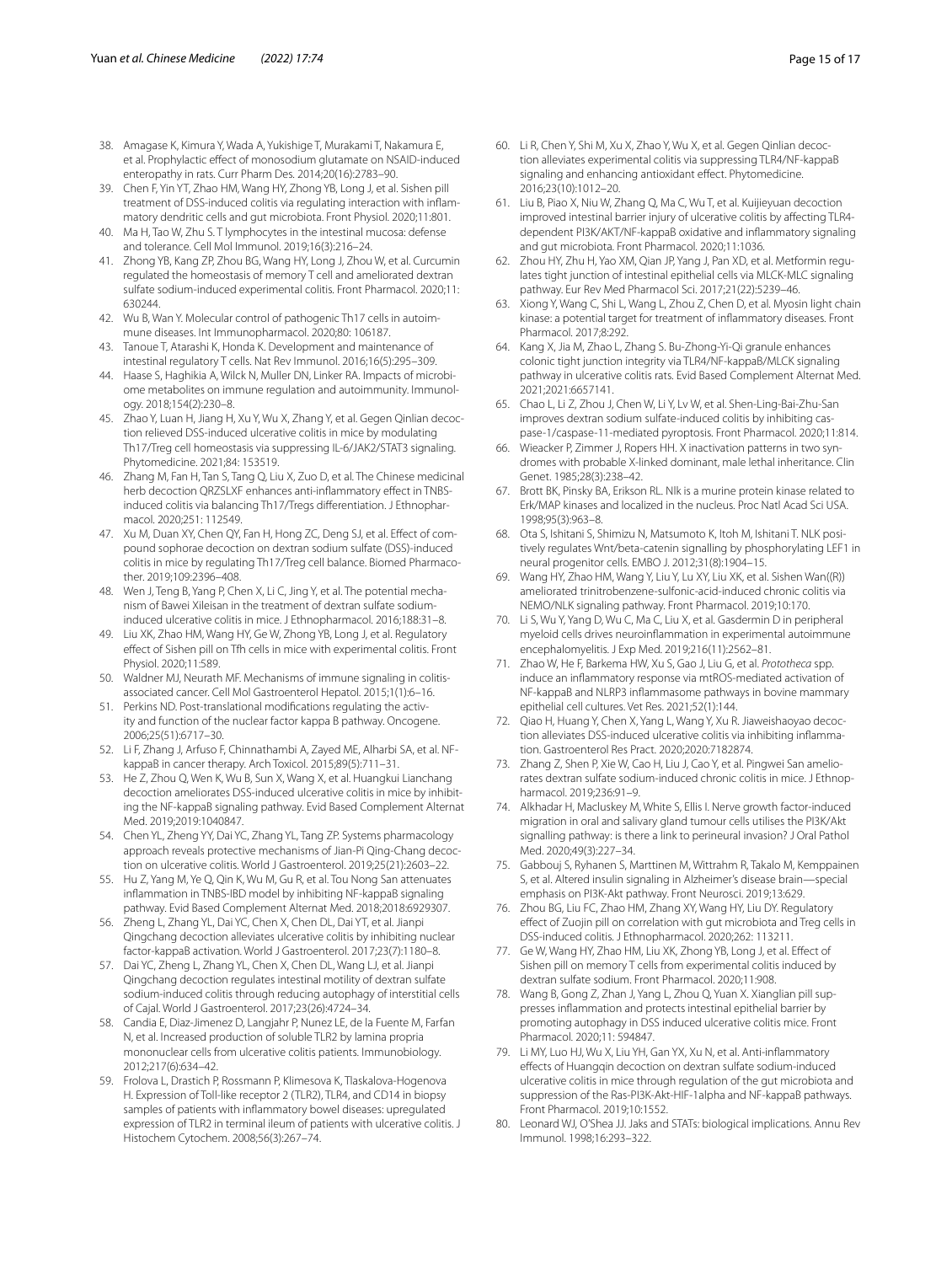38. Amagase K, Kimura Y, Wada A, Yukishige T, Murakami T, Nakamura E, et al. Prophylactic effect of monosodium glutamate on NSAID-induced enteropathy in rats. Curr Pharm Des. 2014;20(16):2783–90.
39. Chen F, Yin YT, Zhao HM, Wang HY, Zhong YB, Long J, et al. Sishen pill treatment of DSS-induced colitis via regulating interaction with inflammatory dendritic cells and gut microbiota. Front Physiol. 2020;11:801.
40. Ma H, Tao W, Zhu S. T lymphocytes in the intestinal mucosa: defense and tolerance. Cell Mol Immunol. 2019;16(3):216–24.
41. Zhong YB, Kang ZP, Zhou BG, Wang HY, Long J, Zhou W, et al. Curcumin regulated the homeostasis of memory T cell and ameliorated dextran sulfate sodium-induced experimental colitis. Front Pharmacol. 2020;11: 630244.
42. Wu B, Wan Y. Molecular control of pathogenic Th17 cells in autoimmune diseases. Int Immunopharmacol. 2020;80: 106187.
43. Tanoue T, Atarashi K, Honda K. Development and maintenance of intestinal regulatory T cells. Nat Rev Immunol. 2016;16(5):295–309.
44. Haase S, Haghikia A, Wilck N, Muller DN, Linker RA. Impacts of microbiome metabolites on immune regulation and autoimmunity. Immunology. 2018;154(2):230–8.
45. Zhao Y, Luan H, Jiang H, Xu Y, Wu X, Zhang Y, et al. Gegen Qinlian decoction relieved DSS-induced ulcerative colitis in mice by modulating Th17/Treg cell homeostasis via suppressing IL-6/JAK2/STAT3 signaling. Phytomedicine. 2021;84: 153519.
46. Zhang M, Fan H, Tan S, Tang Q, Liu X, Zuo D, et al. The Chinese medicinal herb decoction QRZSLXF enhances anti-inflammatory effect in TNBS-induced colitis via balancing Th17/Tregs differentiation. J Ethnopharmacol. 2020;251: 112549.
47. Xu M, Duan XY, Chen QY, Fan H, Hong ZC, Deng SJ, et al. Effect of compound sophorae decoction on dextran sodium sulfate (DSS)-induced colitis in mice by regulating Th17/Treg cell balance. Biomed Pharmacother. 2019;109:2396–408.
48. Wen J, Teng B, Yang P, Chen X, Li C, Jing Y, et al. The potential mechanism of Bawei Xileisan in the treatment of dextran sulfate sodium-induced ulcerative colitis in mice. J Ethnopharmacol. 2016;188:31–8.
49. Liu XK, Zhao HM, Wang HY, Ge W, Zhong YB, Long J, et al. Regulatory effect of Sishen pill on Tfh cells in mice with experimental colitis. Front Physiol. 2020;11:589.
50. Waldner MJ, Neurath MF. Mechanisms of immune signaling in colitis-associated cancer. Cell Mol Gastroenterol Hepatol. 2015;1(1):6–16.
51. Perkins ND. Post-translational modifications regulating the activity and function of the nuclear factor kappa B pathway. Oncogene. 2006;25(51):6717–30.
52. Li F, Zhang J, Arfuso F, Chinnathambi A, Zayed ME, Alharbi SA, et al. NF-kappaB in cancer therapy. Arch Toxicol. 2015;89(5):711–31.
53. He Z, Zhou Q, Wen K, Wu B, Sun X, Wang X, et al. Huangkui Lianchang decoction ameliorates DSS-induced ulcerative colitis in mice by inhibiting the NF-kappaB signaling pathway. Evid Based Complement Alternat Med. 2019;2019:1040847.
54. Chen YL, Zheng YY, Dai YC, Zhang YL, Tang ZP. Systems pharmacology approach reveals protective mechanisms of Jian-Pi Qing-Chang decoction on ulcerative colitis. World J Gastroenterol. 2019;25(21):2603–22.
55. Hu Z, Yang M, Ye Q, Qin K, Wu M, Gu R, et al. Tou Nong San attenuates inflammation in TNBS-IBD model by inhibiting NF-kappaB signaling pathway. Evid Based Complement Alternat Med. 2018;2018:6929307.
56. Zheng L, Zhang YL, Dai YC, Chen X, Chen DL, Dai YT, et al. Jianpi Qingchang decoction alleviates ulcerative colitis by inhibiting nuclear factor-kappaB activation. World J Gastroenterol. 2017;23(7):1180–8.
57. Dai YC, Zheng L, Zhang YL, Chen X, Chen DL, Wang LJ, et al. Jianpi Qingchang decoction regulates intestinal motility of dextran sulfate sodium-induced colitis through reducing autophagy of interstitial cells of Cajal. World J Gastroenterol. 2017;23(26):4724–34.
58. Candia E, Diaz-Jimenez D, Langjahr P, Nunez LE, de la Fuente M, Farfan N, et al. Increased production of soluble TLR2 by lamina propria mononuclear cells from ulcerative colitis patients. Immunobiology. 2012;217(6):634–42.
59. Frolova L, Drastich P, Rossmann P, Klimesova K, Tlaskalova-Hogenova H. Expression of Toll-like receptor 2 (TLR2), TLR4, and CD14 in biopsy samples of patients with inflammatory bowel diseases: upregulated expression of TLR2 in terminal ileum of patients with ulcerative colitis. J Histochem Cytochem. 2008;56(3):267–74.
60. Li R, Chen Y, Shi M, Xu X, Zhao Y, Wu X, et al. Gegen Qinlian decoction alleviates experimental colitis via suppressing TLR4/NF-kappaB signaling and enhancing antioxidant effect. Phytomedicine. 2016;23(10):1012–20.
61. Liu B, Piao X, Niu W, Zhang Q, Ma C, Wu T, et al. Kuijieyuan decoction improved intestinal barrier injury of ulcerative colitis by affecting TLR4-dependent PI3K/AKT/NF-kappaB oxidative and inflammatory signaling and gut microbiota. Front Pharmacol. 2020;11:1036.
62. Zhou HY, Zhu H, Yao XM, Qian JP, Yang J, Pan XD, et al. Metformin regulates tight junction of intestinal epithelial cells via MLCK-MLC signaling pathway. Eur Rev Med Pharmacol Sci. 2017;21(22):5239–46.
63. Xiong Y, Wang C, Shi L, Wang L, Zhou Z, Chen D, et al. Myosin light chain kinase: a potential target for treatment of inflammatory diseases. Front Pharmacol. 2017;8:292.
64. Kang X, Jia M, Zhao L, Zhang S. Bu-Zhong-Yi-Qi granule enhances colonic tight junction integrity via TLR4/NF-kappaB/MLCK signaling pathway in ulcerative colitis rats. Evid Based Complement Alternat Med. 2021;2021:6657141.
65. Chao L, Li Z, Zhou J, Chen W, Li Y, Lv W, et al. Shen-Ling-Bai-Zhu-San improves dextran sodium sulfate-induced colitis by inhibiting caspase-1/caspase-11-mediated pyroptosis. Front Pharmacol. 2020;11:814.
66. Wieacker P, Zimmer J, Ropers HH. X inactivation patterns in two syndromes with probable X-linked dominant, male lethal inheritance. Clin Genet. 1985;28(3):238–42.
67. Brott BK, Pinsky BA, Erikson RL. Nlk is a murine protein kinase related to Erk/MAP kinases and localized in the nucleus. Proc Natl Acad Sci USA. 1998;95(3):963–8.
68. Ota S, Ishitani S, Shimizu N, Matsumoto K, Itoh M, Ishitani T. NLK positively regulates Wnt/beta-catenin signalling by phosphorylating LEF1 in neural progenitor cells. EMBO J. 2012;31(8):1904–15.
69. Wang HY, Zhao HM, Wang Y, Liu Y, Lu XY, Liu XK, et al. Sishen Wan((R)) ameliorated trinitrobenzene-sulfonic-acid-induced chronic colitis via NEMO/NLK signaling pathway. Front Pharmacol. 2019;10:170.
70. Li S, Wu Y, Yang D, Wu C, Ma C, Liu X, et al. Gasdermin D in peripheral myeloid cells drives neuroinflammation in experimental autoimmune encephalomyelitis. J Exp Med. 2019;216(11):2562–81.
71. Zhao W, He F, Barkema HW, Xu S, Gao J, Liu G, et al. *Prototheca* spp. induce an inflammatory response via mtROS-mediated activation of NF-kappaB and NLRP3 inflammasome pathways in bovine mammary epithelial cell cultures. Vet Res. 2021;52(1):144.
72. Qiao H, Huang Y, Chen X, Yang L, Wang Y, Xu R. Jiaweishaoyao decoction alleviates DSS-induced ulcerative colitis via inhibiting inflammation. Gastroenterol Res Pract. 2020;2020:7182874.
73. Zhang Z, Shen P, Xie W, Cao H, Liu J, Cao Y, et al. Pingwei San ameliorates dextran sulfate sodium-induced chronic colitis in mice. J Ethnopharmacol. 2019;236:91–9.
74. Alkhadar H, Macluskey M, White S, Ellis I. Nerve growth factor-induced migration in oral and salivary gland tumour cells utilises the PI3K/Akt signalling pathway: is there a link to perineural invasion? J Oral Pathol Med. 2020;49(3):227–34.
75. Gabbouj S, Ryhanen S, Marttinen M, Wittrahm R, Takalo M, Kemppainen S, et al. Altered insulin signaling in Alzheimer's disease brain—special emphasis on PI3K-Akt pathway. Front Neurosci. 2019;13:629.
76. Zhou BG, Liu FC, Zhao HM, Zhang XY, Wang HY, Liu DY. Regulatory effect of Zuojin pill on correlation with gut microbiota and Treg cells in DSS-induced colitis. J Ethnopharmacol. 2020;262: 113211.
77. Ge W, Wang HY, Zhao HM, Liu XK, Zhong YB, Long J, et al. Effect of Sishen pill on memory T cells from experimental colitis induced by dextran sulfate sodium. Front Pharmacol. 2020;11:908.
78. Wang B, Gong Z, Zhan J, Yang L, Zhou Q, Yuan X. Xianglian pill suppresses inflammation and protects intestinal epithelial barrier by promoting autophagy in DSS induced ulcerative colitis mice. Front Pharmacol. 2020;11: 594847.
79. Li MY, Luo HJ, Wu X, Liu YH, Gan YX, Xu N, et al. Anti-inflammatory effects of Huangqin decoction on dextran sulfate sodium-induced ulcerative colitis in mice through regulation of the gut microbiota and suppression of the Ras-PI3K-Akt-HIF-1alpha and NF-kappaB pathways. Front Pharmacol. 2019;10:1552.
80. Leonard WJ, O'Shea JJ. Jaks and STATs: biological implications. Annu Rev Immunol. 1998;16:293–322.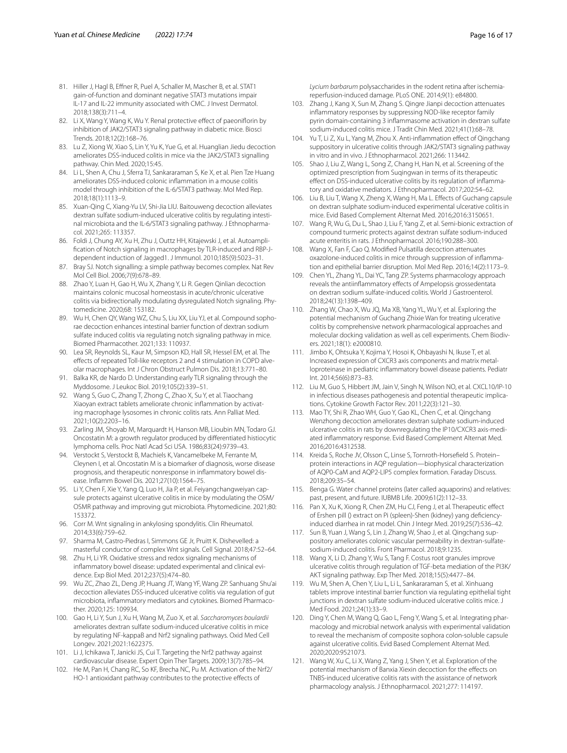81. Hiller J, Hagl B, Effner R, Puel A, Schaller M, Mascher B, et al. STAT1 gain-of-function and dominant negative STAT3 mutations impair IL-17 and IL-22 immunity associated with CMC. J Invest Dermatol. 2018;138(3):711–4.
82. Li X, Wang Y, Wang K, Wu Y. Renal protective effect of paeoniflorin by inhibition of JAK2/STAT3 signaling pathway in diabetic mice. Biosci Trends. 2018;12(2):168–76.
83. Lu Z, Xiong W, Xiao S, Lin Y, Yu K, Yue G, et al. Huanglian Jiedu decoction ameliorates DSS-induced colitis in mice via the JAK2/STAT3 signalling pathway. Chin Med. 2020;15:45.
84. Li L, Shen A, Chu J, Sferra TJ, Sankararaman S, Ke X, et al. Pien Tze Huang ameliorates DSS-induced colonic inflammation in a mouse colitis model through inhibition of the IL-6/STAT3 pathway. Mol Med Rep. 2018;18(1):1113–9.
85. Xuan-Qing C, Xiang-Yu LV, Shi-Jia LIU. Baitouweng decoction alleviates dextran sulfate sodium-induced ulcerative colitis by regulating intestinal microbiota and the IL-6/STAT3 signaling pathway. J Ethnopharmacol. 2021;265: 113357.
86. Foldi J, Chung AY, Xu H, Zhu J, Outtz HH, Kitajewski J, et al. Autoamplification of Notch signaling in macrophages by TLR-induced and RBP-J-dependent induction of Jagged1. J Immunol. 2010;185(9):5023–31.
87. Bray SJ. Notch signalling: a simple pathway becomes complex. Nat Rev Mol Cell Biol. 2006;7(9):678–89.
88. Zhao Y, Luan H, Gao H, Wu X, Zhang Y, Li R. Gegen Qinlian decoction maintains colonic mucosal homeostasis in acute/chronic ulcerative colitis via bidirectionally modulating dysregulated Notch signaling. Phytomedicine. 2020;68: 153182.
89. Wu H, Chen QY, Wang WZ, Chu S, Liu XX, Liu YJ, et al. Compound sophorae decoction enhances intestinal barrier function of dextran sodium sulfate induced colitis via regulating notch signaling pathway in mice. Biomed Pharmacother. 2021;133: 110937.
90. Lea SR, Reynolds SL, Kaur M, Simpson KD, Hall SR, Hessel EM, et al. The effects of repeated Toll-like receptors 2 and 4 stimulation in COPD alveolar macrophages. Int J Chron Obstruct Pulmon Dis. 2018;13:771–80.
91. Balka KR, de Nardo D. Understanding early TLR signaling through the Myddosome. J Leukoc Biol. 2019;105(2):339–51.
92. Wang S, Guo C, Zhang T, Zhong C, Zhao X, Su Y, et al. Tiaochang Xiaoyan extract tablets ameliorate chronic inflammation by activating macrophage lysosomes in chronic colitis rats. Ann Palliat Med. 2021;10(2):2203–16.
93. Zarling JM, Shoyab M, Marquardt H, Hanson MB, Lioubin MN, Todaro GJ. Oncostatin M: a growth regulator produced by differentiated histiocytic lymphoma cells. Proc Natl Acad Sci USA. 1986;83(24):9739–43.
94. Verstockt S, Verstockt B, Machiels K, Vancamelbeke M, Ferrante M, Cleynen I, et al. Oncostatin M is a biomarker of diagnosis, worse disease prognosis, and therapeutic nonresponse in inflammatory bowel disease. Inflamm Bowel Dis. 2021;27(10):1564–75.
95. Li Y, Chen F, Xie Y, Yang Q, Luo H, Jia P, et al. Feiyangchangweiyan capsule protects against ulcerative colitis in mice by modulating the OSM/OSMR pathway and improving gut microbiota. Phytomedicine. 2021;80: 153372.
96. Corr M. Wnt signaling in ankylosing spondylitis. Clin Rheumatol. 2014;33(6):759–62.
97. Sharma M, Castro-Piedras I, Simmons GE Jr, Pruitt K. Dishevelled: a masterful conductor of complex Wnt signals. Cell Signal. 2018;47:52–64.
98. Zhu H, Li YR. Oxidative stress and redox signaling mechanisms of inflammatory bowel disease: updated experimental and clinical evidence. Exp Biol Med. 2012;237(5):474–80.
99. Wu ZC, Zhao ZL, Deng JP, Huang JT, Wang YF, Wang ZP. Sanhuang Shu'ai decoction alleviates DSS-induced ulcerative colitis via regulation of gut microbiota, inflammatory mediators and cytokines. Biomed Pharmacother. 2020;125: 109934.
100. Gao H, Li Y, Sun J, Xu H, Wang M, Zuo X, et al. *Saccharomyces boulardii* ameliorates dextran sulfate sodium-induced ulcerative colitis in mice by regulating NF-kappaB and Nrf2 signaling pathways. Oxid Med Cell Longev. 2021;2021:1622375.
101. Li J, Ichikawa T, Janicki JS, Cui T. Targeting the Nrf2 pathway against cardiovascular disease. Expert Opin Ther Targets. 2009;13(7):785–94.
102. He M, Pan H, Chang RC, So KF, Brecha NC, Pu M. Activation of the Nrf2/HO-1 antioxidant pathway contributes to the protective effects of *Lycium barbarum* polysaccharides in the rodent retina after ischemia-reperfusion-induced damage. PLoS ONE. 2014;9(1): e84800.
103. Zhang J, Kang X, Sun M, Zhang S. Qingre Jianpi decoction attenuates inflammatory responses by suppressing NOD-like receptor family pyrin domain-containing 3 inflammasome activation in dextran sulfate sodium-induced colitis mice. J Tradit Chin Med. 2021;41(1):68–78.
104. Yu T, Li Z, Xu L, Yang M, Zhou X. Anti-inflammation effect of Qingchang suppository in ulcerative colitis through JAK2/STAT3 signaling pathway in vitro and in vivo. J Ethnopharmacol. 2021;266: 113442.
105. Shao J, Liu Z, Wang L, Song Z, Chang H, Han N, et al. Screening of the optimized prescription from Suqingwan in terms of its therapeutic effect on DSS-induced ulcerative colitis by its regulation of inflammatory and oxidative mediators. J Ethnopharmacol. 2017;202:54–62.
106. Liu B, Liu T, Wang X, Zheng X, Wang H, Ma L. Effects of Guchang capsule on dextran sulphate sodium-induced experimental ulcerative colitis in mice. Evid Based Complement Alternat Med. 2016;2016:3150651.
107. Wang R, Wu G, Du L, Shao J, Liu F, Yang Z, et al. Semi-bionic extraction of compound turmeric protects against dextran sulfate sodium-induced acute enteritis in rats. J Ethnopharmacol. 2016;190:288–300.
108. Wang X, Fan F, Cao Q. Modified Pulsatilla decoction attenuates oxazolone-induced colitis in mice through suppression of inflammation and epithelial barrier disruption. Mol Med Rep. 2016;14(2):1173–9.
109. Chen YL, Zhang YL, Dai YC, Tang ZP. Systems pharmacology approach reveals the antiinflammatory effects of Ampelopsis grossedentata on dextran sodium sulfate-induced colitis. World J Gastroenterol. 2018;24(13):1398–409.
110. Zhang W, Chao X, Wu JQ, Ma XB, Yang YL, Wu Y, et al. Exploring the potential mechanism of Guchang Zhixie Wan for treating ulcerative colitis by comprehensive network pharmacological approaches and molecular docking validation as well as cell experiments. Chem Biodivers. 2021;18(1): e2000810.
111. Jimbo K, Ohtsuka Y, Kojima Y, Hosoi K, Ohbayashi N, Ikuse T, et al. Increased expression of CXCR3 axis components and matrix metalloproteinase in pediatric inflammatory bowel disease patients. Pediatr Int. 2014;56(6):873–83.
112. Liu M, Guo S, Hibbert JM, Jain V, Singh N, Wilson NO, et al. CXCL10/IP-10 in infectious diseases pathogenesis and potential therapeutic implications. Cytokine Growth Factor Rev. 2011;22(3):121–30.
113. Mao TY, Shi R, Zhao WH, Guo Y, Gao KL, Chen C, et al. Qingchang Wenzhong decoction ameliorates dextran sulphate sodium-induced ulcerative colitis in rats by downregulating the IP10/CXCR3 axis-mediated inflammatory response. Evid Based Complement Alternat Med. 2016;2016:4312538.
114. Kreida S, Roche JV, Olsson C, Linse S, Tornroth-Horsefield S. Protein–protein interactions in AQP regulation—biophysical characterization of AQP0-CaM and AQP2-LIP5 complex formation. Faraday Discuss. 2018;209:35–54.
115. Benga G. Water channel proteins (later called aquaporins) and relatives: past, present, and future. IUBMB Life. 2009;61(2):112–33.
116. Pan X, Xu K, Xiong R, Chen ZM, Hu CJ, Feng J, et al. Therapeutic effect of Ershen pill () extract on Pi (spleen)-Shen (kidney) yang deficiency-induced diarrhea in rat model. Chin J Integr Med. 2019;25(7):536–42.
117. Sun B, Yuan J, Wang S, Lin J, Zhang W, Shao J, et al. Qingchang suppository ameliorates colonic vascular permeability in dextran-sulfate-sodium-induced colitis. Front Pharmacol. 2018;9:1235.
118. Wang X, Li D, Zhang Y, Wu S, Tang F. Costus root granules improve ulcerative colitis through regulation of TGF-beta mediation of the PI3K/AKT signaling pathway. Exp Ther Med. 2018;15(5):4477–84.
119. Wu M, Shen A, Chen Y, Liu L, Li L, Sankararaman S, et al. Xinhuang tablets improve intestinal barrier function via regulating epithelial tight junctions in dextran sulfate sodium-induced ulcerative colitis mice. J Med Food. 2021;24(1):33–9.
120. Ding Y, Chen M, Wang Q, Gao L, Feng Y, Wang S, et al. Integrating pharmacology and microbial network analysis with experimental validation to reveal the mechanism of composite sophora colon-soluble capsule against ulcerative colitis. Evid Based Complement Alternat Med. 2020;2020:9521073.
121. Wang W, Xu C, Li X, Wang Z, Yang J, Shen Y, et al. Exploration of the potential mechanism of Banxia Xiexin decoction for the effects on TNBS-induced ulcerative colitis rats with the assistance of network pharmacology analysis. J Ethnopharmacol. 2021;277: 114197.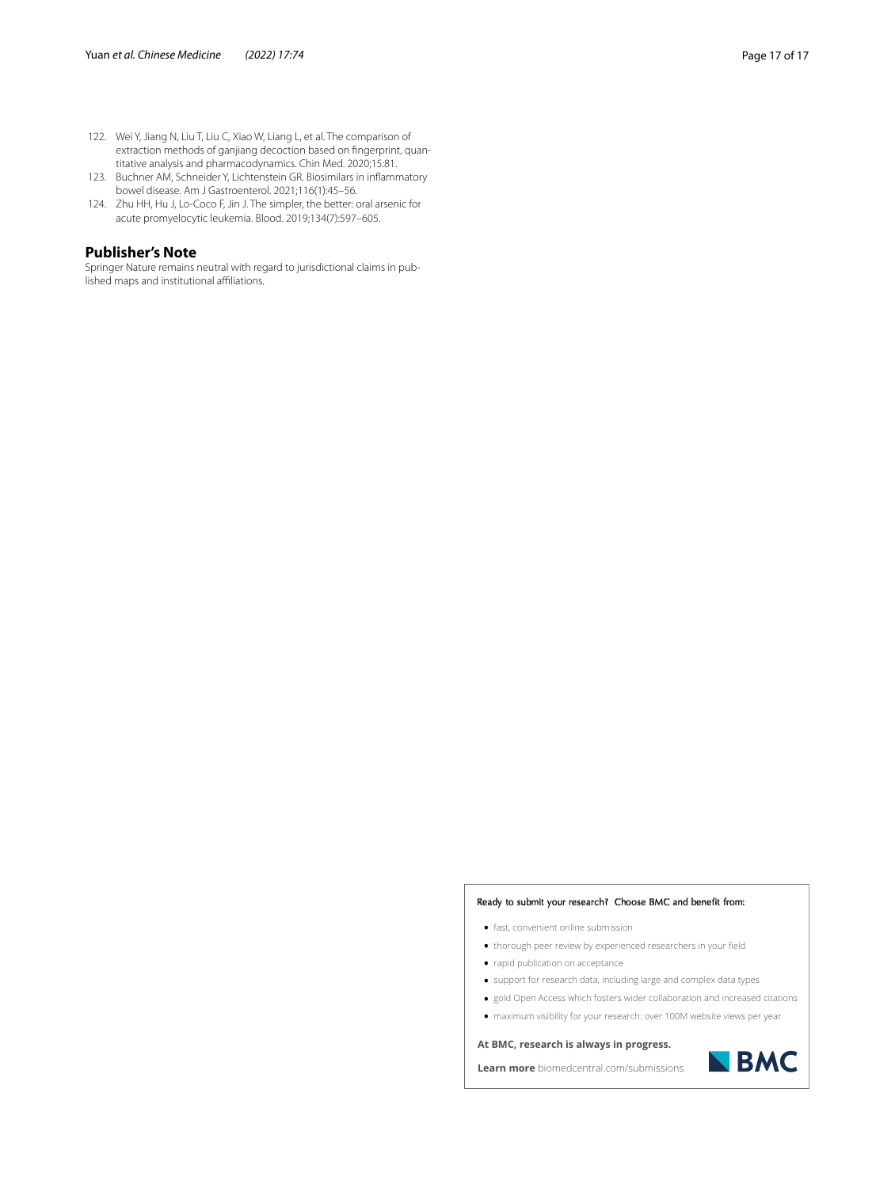122. Wei Y, Jiang N, Liu T, Liu C, Xiao W, Liang L, et al. The comparison of extraction methods of ganjiang decoction based on fingerprint, quantitative analysis and pharmacodynamics. Chin Med. 2020;15:81.
123. Buchner AM, Schneider Y, Lichtenstein GR. Biosimilars in inflammatory bowel disease. Am J Gastroenterol. 2021;116(1):45–56.
124. Zhu HH, Hu J, Lo-Coco F, Jin J. The simpler, the better: oral arsenic for acute promyelocytic leukemia. Blood. 2019;134(7):597–605.

## Publisher's Note

Springer Nature remains neutral with regard to jurisdictional claims in published maps and institutional affiliations.

Ready to submit your research? Choose BMC and benefit from:

- fast, convenient online submission
- thorough peer review by experienced researchers in your field
- rapid publication on acceptance
- support for research data, including large and complex data types
- gold Open Access which fosters wider collaboration and increased citations
- maximum visibility for your research: over 100M website views per year

**At BMC, research is always in progress.**

**Learn more** biomedcentral.com/submissions

BMC